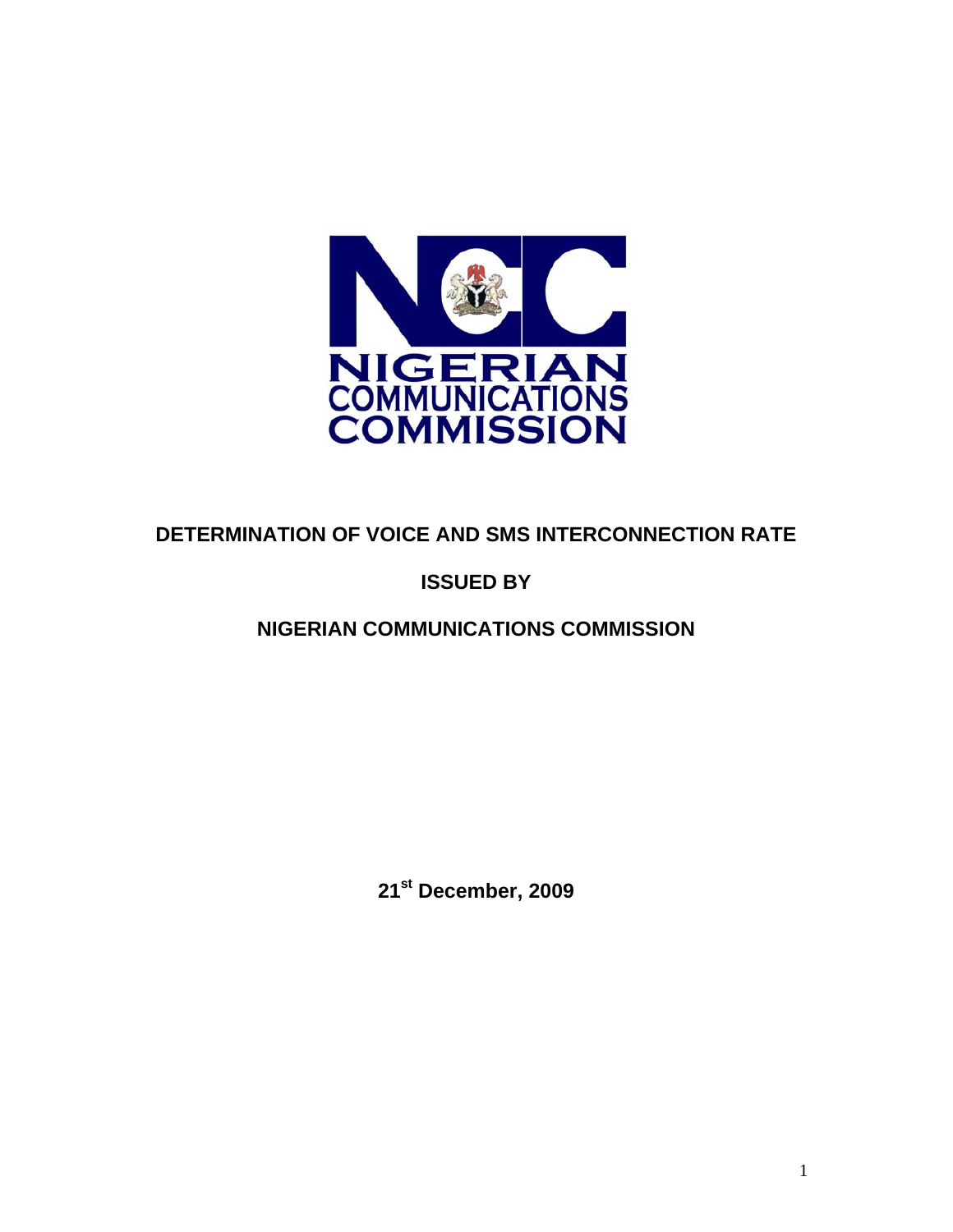NIGERIAN COMMUNICATIONS COMMISSION

# DETERMINATION OF VOICE AND SMS INTERCONNECTION RATE

## ISSUED BY

## NIGERIAN COMMUNICATIONS COMMISSION

**21st December, 2009**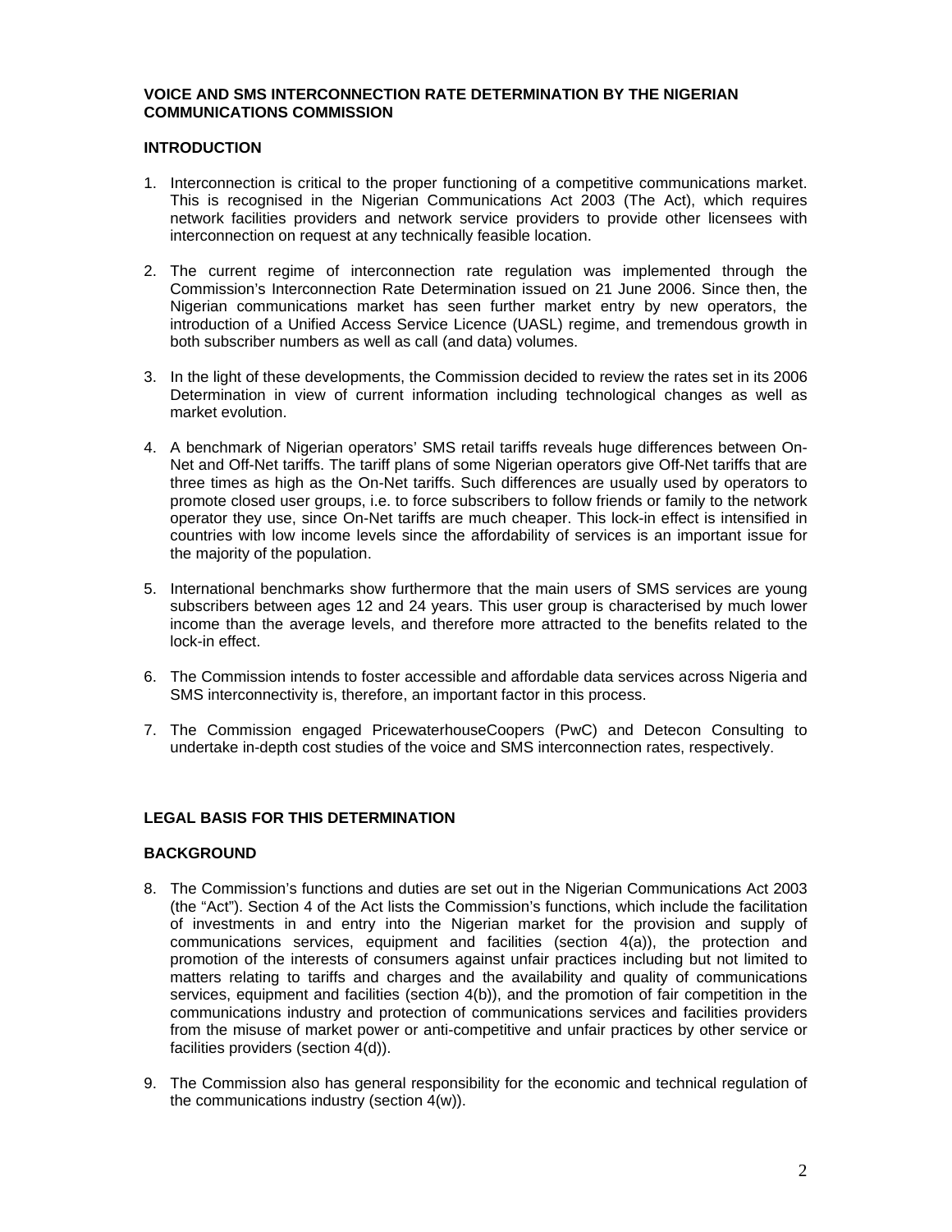**VOICE AND SMS INTERCONNECTION RATE DETERMINATION BY THE NIGERIAN COMMUNICATIONS COMMISSION**

## INTRODUCTION

1. Interconnection is critical to the proper functioning of a competitive communications market. This is recognised in the Nigerian Communications Act 2003 (The Act), which requires network facilities providers and network service providers to provide other licensees with interconnection on request at any technically feasible location.

2. The current regime of interconnection rate regulation was implemented through the Commission's Interconnection Rate Determination issued on 21 June 2006. Since then, the Nigerian communications market has seen further market entry by new operators, the introduction of a Unified Access Service Licence (UASL) regime, and tremendous growth in both subscriber numbers as well as call (and data) volumes.

3. In the light of these developments, the Commission decided to review the rates set in its 2006 Determination in view of current information including technological changes as well as market evolution.

4. A benchmark of Nigerian operators' SMS retail tariffs reveals huge differences between On-Net and Off-Net tariffs. The tariff plans of some Nigerian operators give Off-Net tariffs that are three times as high as the On-Net tariffs. Such differences are usually used by operators to promote closed user groups, i.e. to force subscribers to follow friends or family to the network operator they use, since On-Net tariffs are much cheaper. This lock-in effect is intensified in countries with low income levels since the affordability of services is an important issue for the majority of the population.

5. International benchmarks show furthermore that the main users of SMS services are young subscribers between ages 12 and 24 years. This user group is characterised by much lower income than the average levels, and therefore more attracted to the benefits related to the lock-in effect.

6. The Commission intends to foster accessible and affordable data services across Nigeria and SMS interconnectivity is, therefore, an important factor in this process.

7. The Commission engaged PricewaterhouseCoopers (PwC) and Detecon Consulting to undertake in-depth cost studies of the voice and SMS interconnection rates, respectively.

## LEGAL BASIS FOR THIS DETERMINATION

### BACKGROUND

8. The Commission's functions and duties are set out in the Nigerian Communications Act 2003 (the "Act"). Section 4 of the Act lists the Commission's functions, which include the facilitation of investments in and entry into the Nigerian market for the provision and supply of communications services, equipment and facilities (section 4(a)), the protection and promotion of the interests of consumers against unfair practices including but not limited to matters relating to tariffs and charges and the availability and quality of communications services, equipment and facilities (section 4(b)), and the promotion of fair competition in the communications industry and protection of communications services and facilities providers from the misuse of market power or anti-competitive and unfair practices by other service or facilities providers (section 4(d)).

9. The Commission also has general responsibility for the economic and technical regulation of the communications industry (section 4(w)).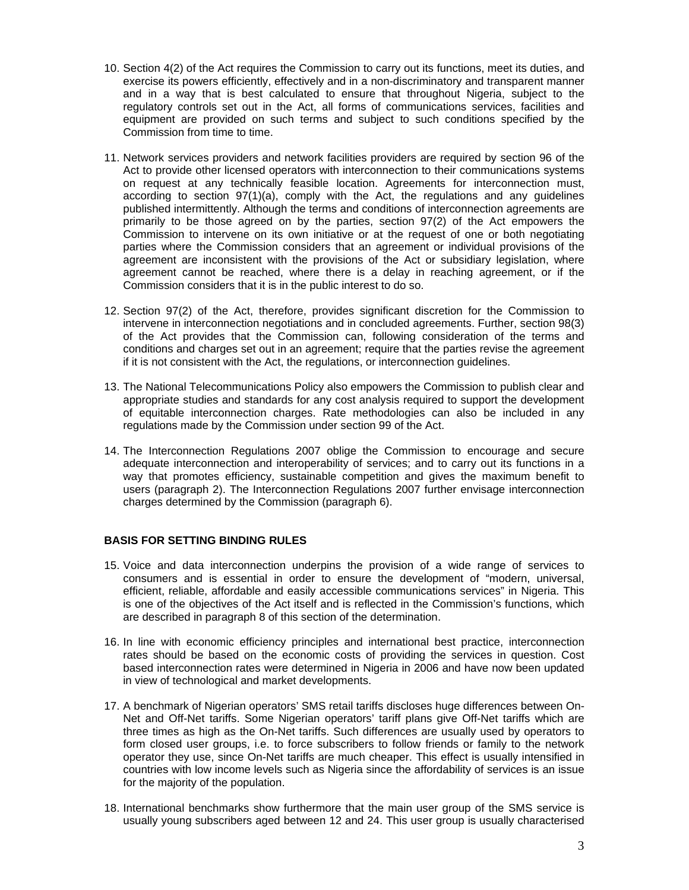10. Section 4(2) of the Act requires the Commission to carry out its functions, meet its duties, and exercise its powers efficiently, effectively and in a non-discriminatory and transparent manner and in a way that is best calculated to ensure that throughout Nigeria, subject to the regulatory controls set out in the Act, all forms of communications services, facilities and equipment are provided on such terms and subject to such conditions specified by the Commission from time to time.

11. Network services providers and network facilities providers are required by section 96 of the Act to provide other licensed operators with interconnection to their communications systems on request at any technically feasible location. Agreements for interconnection must, according to section 97(1)(a), comply with the Act, the regulations and any guidelines published intermittently. Although the terms and conditions of interconnection agreements are primarily to be those agreed on by the parties, section 97(2) of the Act empowers the Commission to intervene on its own initiative or at the request of one or both negotiating parties where the Commission considers that an agreement or individual provisions of the agreement are inconsistent with the provisions of the Act or subsidiary legislation, where agreement cannot be reached, where there is a delay in reaching agreement, or if the Commission considers that it is in the public interest to do so.

12. Section 97(2) of the Act, therefore, provides significant discretion for the Commission to intervene in interconnection negotiations and in concluded agreements. Further, section 98(3) of the Act provides that the Commission can, following consideration of the terms and conditions and charges set out in an agreement; require that the parties revise the agreement if it is not consistent with the Act, the regulations, or interconnection guidelines.

13. The National Telecommunications Policy also empowers the Commission to publish clear and appropriate studies and standards for any cost analysis required to support the development of equitable interconnection charges. Rate methodologies can also be included in any regulations made by the Commission under section 99 of the Act.

14. The Interconnection Regulations 2007 oblige the Commission to encourage and secure adequate interconnection and interoperability of services; and to carry out its functions in a way that promotes efficiency, sustainable competition and gives the maximum benefit to users (paragraph 2). The Interconnection Regulations 2007 further envisage interconnection charges determined by the Commission (paragraph 6).

## BASIS FOR SETTING BINDING RULES

15. Voice and data interconnection underpins the provision of a wide range of services to consumers and is essential in order to ensure the development of "modern, universal, efficient, reliable, affordable and easily accessible communications services" in Nigeria. This is one of the objectives of the Act itself and is reflected in the Commission's functions, which are described in paragraph 8 of this section of the determination.

16. In line with economic efficiency principles and international best practice, interconnection rates should be based on the economic costs of providing the services in question. Cost based interconnection rates were determined in Nigeria in 2006 and have now been updated in view of technological and market developments.

17. A benchmark of Nigerian operators' SMS retail tariffs discloses huge differences between On-Net and Off-Net tariffs. Some Nigerian operators' tariff plans give Off-Net tariffs which are three times as high as the On-Net tariffs. Such differences are usually used by operators to form closed user groups, i.e. to force subscribers to follow friends or family to the network operator they use, since On-Net tariffs are much cheaper. This effect is usually intensified in countries with low income levels such as Nigeria since the affordability of services is an issue for the majority of the population.

18. International benchmarks show furthermore that the main user group of the SMS service is usually young subscribers aged between 12 and 24. This user group is usually characterised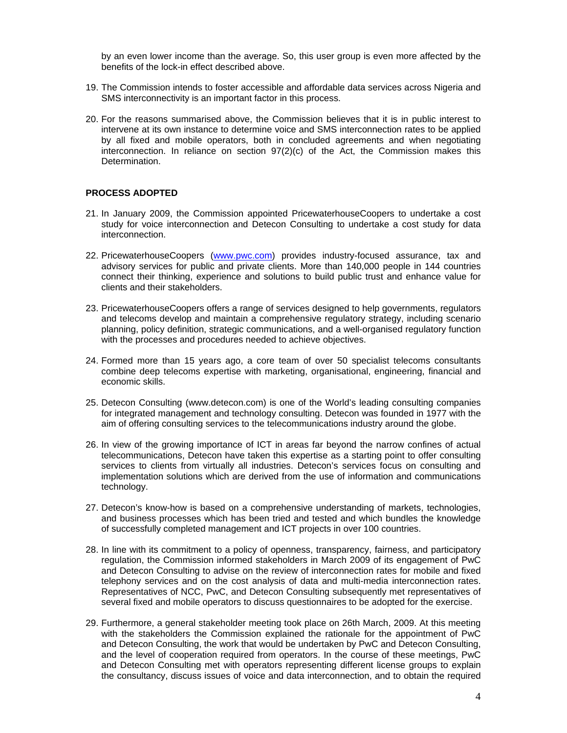by an even lower income than the average. So, this user group is even more affected by the benefits of the lock-in effect described above.

19. The Commission intends to foster accessible and affordable data services across Nigeria and SMS interconnectivity is an important factor in this process.

20. For the reasons summarised above, the Commission believes that it is in public interest to intervene at its own instance to determine voice and SMS interconnection rates to be applied by all fixed and mobile operators, both in concluded agreements and when negotiating interconnection. In reliance on section 97(2)(c) of the Act, the Commission makes this Determination.

**PROCESS ADOPTED**

21. In January 2009, the Commission appointed PricewaterhouseCoopers to undertake a cost study for voice interconnection and Detecon Consulting to undertake a cost study for data interconnection.

22. PricewaterhouseCoopers (www.pwc.com) provides industry-focused assurance, tax and advisory services for public and private clients. More than 140,000 people in 144 countries connect their thinking, experience and solutions to build public trust and enhance value for clients and their stakeholders.

23. PricewaterhouseCoopers offers a range of services designed to help governments, regulators and telecoms develop and maintain a comprehensive regulatory strategy, including scenario planning, policy definition, strategic communications, and a well-organised regulatory function with the processes and procedures needed to achieve objectives.

24. Formed more than 15 years ago, a core team of over 50 specialist telecoms consultants combine deep telecoms expertise with marketing, organisational, engineering, financial and economic skills.

25. Detecon Consulting (www.detecon.com) is one of the World's leading consulting companies for integrated management and technology consulting. Detecon was founded in 1977 with the aim of offering consulting services to the telecommunications industry around the globe.

26. In view of the growing importance of ICT in areas far beyond the narrow confines of actual telecommunications, Detecon have taken this expertise as a starting point to offer consulting services to clients from virtually all industries. Detecon's services focus on consulting and implementation solutions which are derived from the use of information and communications technology.

27. Detecon's know-how is based on a comprehensive understanding of markets, technologies, and business processes which has been tried and tested and which bundles the knowledge of successfully completed management and ICT projects in over 100 countries.

28. In line with its commitment to a policy of openness, transparency, fairness, and participatory regulation, the Commission informed stakeholders in March 2009 of its engagement of PwC and Detecon Consulting to advise on the review of interconnection rates for mobile and fixed telephony services and on the cost analysis of data and multi-media interconnection rates. Representatives of NCC, PwC, and Detecon Consulting subsequently met representatives of several fixed and mobile operators to discuss questionnaires to be adopted for the exercise.

29. Furthermore, a general stakeholder meeting took place on 26th March, 2009. At this meeting with the stakeholders the Commission explained the rationale for the appointment of PwC and Detecon Consulting, the work that would be undertaken by PwC and Detecon Consulting, and the level of cooperation required from operators. In the course of these meetings, PwC and Detecon Consulting met with operators representing different license groups to explain the consultancy, discuss issues of voice and data interconnection, and to obtain the required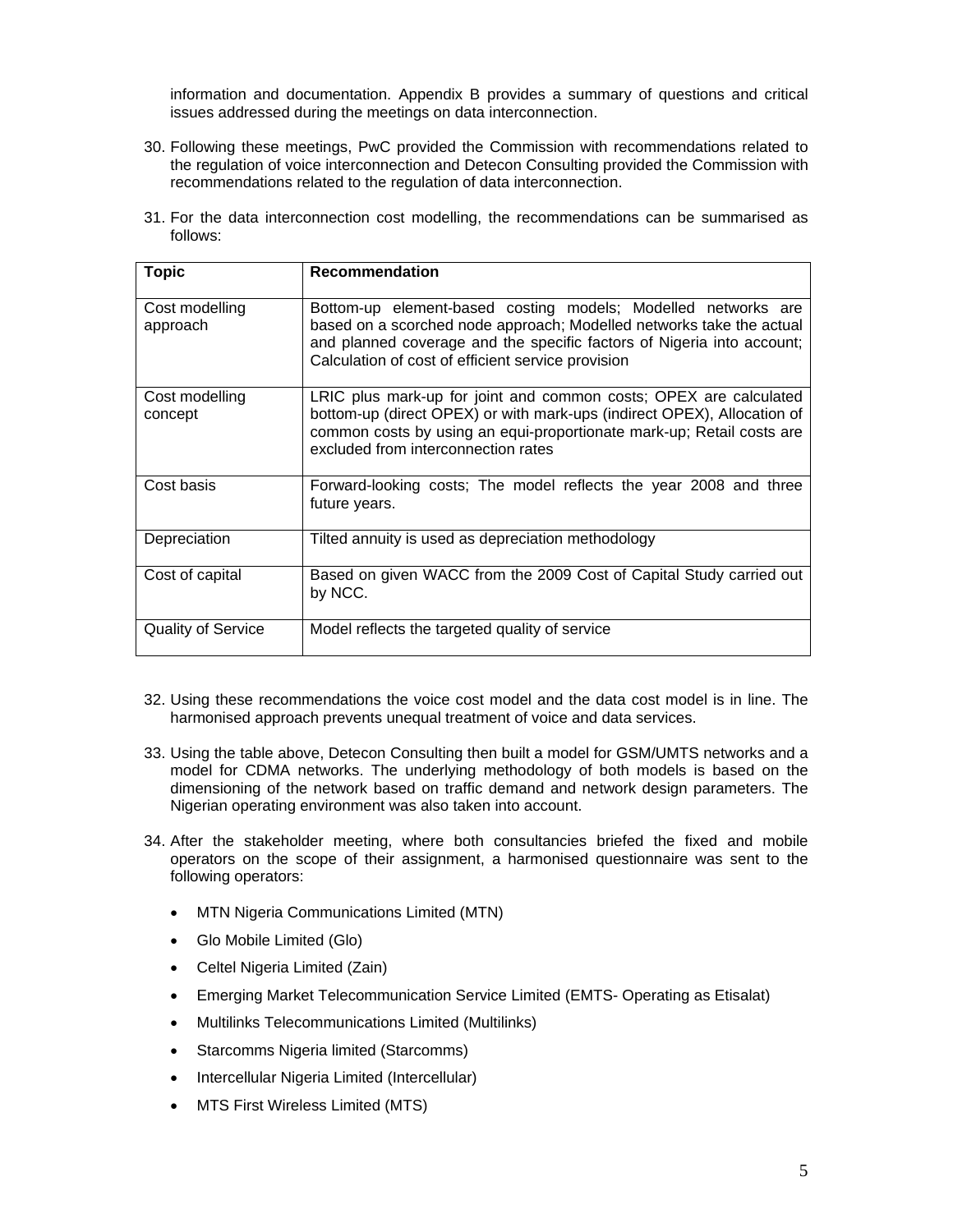information and documentation. Appendix B provides a summary of questions and critical issues addressed during the meetings on data interconnection.

30. Following these meetings, PwC provided the Commission with recommendations related to the regulation of voice interconnection and Detecon Consulting provided the Commission with recommendations related to the regulation of data interconnection.

31. For the data interconnection cost modelling, the recommendations can be summarised as follows:

| Topic | Recommendation |
|---|---|
| Cost modelling approach | Bottom-up element-based costing models; Modelled networks are based on a scorched node approach; Modelled networks take the actual and planned coverage and the specific factors of Nigeria into account; Calculation of cost of efficient service provision |
| Cost modelling concept | LRIC plus mark-up for joint and common costs; OPEX are calculated bottom-up (direct OPEX) or with mark-ups (indirect OPEX), Allocation of common costs by using an equi-proportionate mark-up; Retail costs are excluded from interconnection rates |
| Cost basis | Forward-looking costs; The model reflects the year 2008 and three future years. |
| Depreciation | Tilted annuity is used as depreciation methodology |
| Cost of capital | Based on given WACC from the 2009 Cost of Capital Study carried out by NCC. |
| Quality of Service | Model reflects the targeted quality of service |

32. Using these recommendations the voice cost model and the data cost model is in line. The harmonised approach prevents unequal treatment of voice and data services.

33. Using the table above, Detecon Consulting then built a model for GSM/UMTS networks and a model for CDMA networks. The underlying methodology of both models is based on the dimensioning of the network based on traffic demand and network design parameters. The Nigerian operating environment was also taken into account.

34. After the stakeholder meeting, where both consultancies briefed the fixed and mobile operators on the scope of their assignment, a harmonised questionnaire was sent to the following operators:

- MTN Nigeria Communications Limited (MTN)
- Glo Mobile Limited (Glo)
- Celtel Nigeria Limited (Zain)
- Emerging Market Telecommunication Service Limited (EMTS- Operating as Etisalat)
- Multilinks Telecommunications Limited (Multilinks)
- Starcomms Nigeria limited (Starcomms)
- Intercellular Nigeria Limited (Intercellular)
- MTS First Wireless Limited (MTS)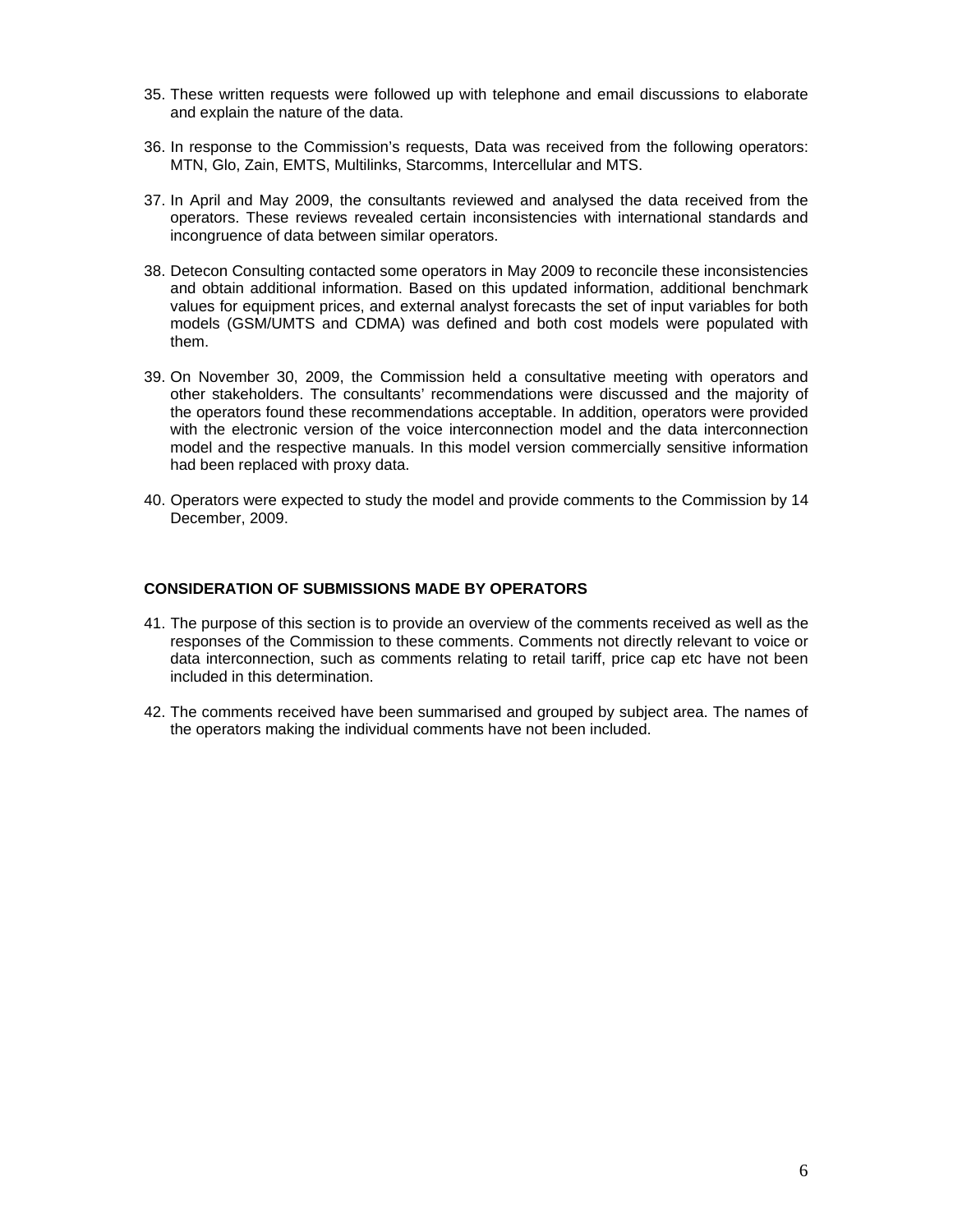35. These written requests were followed up with telephone and email discussions to elaborate and explain the nature of the data.

36. In response to the Commission's requests, Data was received from the following operators: MTN, Glo, Zain, EMTS, Multilinks, Starcomms, Intercellular and MTS.

37. In April and May 2009, the consultants reviewed and analysed the data received from the operators. These reviews revealed certain inconsistencies with international standards and incongruence of data between similar operators.

38. Detecon Consulting contacted some operators in May 2009 to reconcile these inconsistencies and obtain additional information. Based on this updated information, additional benchmark values for equipment prices, and external analyst forecasts the set of input variables for both models (GSM/UMTS and CDMA) was defined and both cost models were populated with them.

39. On November 30, 2009, the Commission held a consultative meeting with operators and other stakeholders. The consultants' recommendations were discussed and the majority of the operators found these recommendations acceptable. In addition, operators were provided with the electronic version of the voice interconnection model and the data interconnection model and the respective manuals. In this model version commercially sensitive information had been replaced with proxy data.

40. Operators were expected to study the model and provide comments to the Commission by 14 December, 2009.

## CONSIDERATION OF SUBMISSIONS MADE BY OPERATORS

41. The purpose of this section is to provide an overview of the comments received as well as the responses of the Commission to these comments. Comments not directly relevant to voice or data interconnection, such as comments relating to retail tariff, price cap etc have not been included in this determination.

42. The comments received have been summarised and grouped by subject area. The names of the operators making the individual comments have not been included.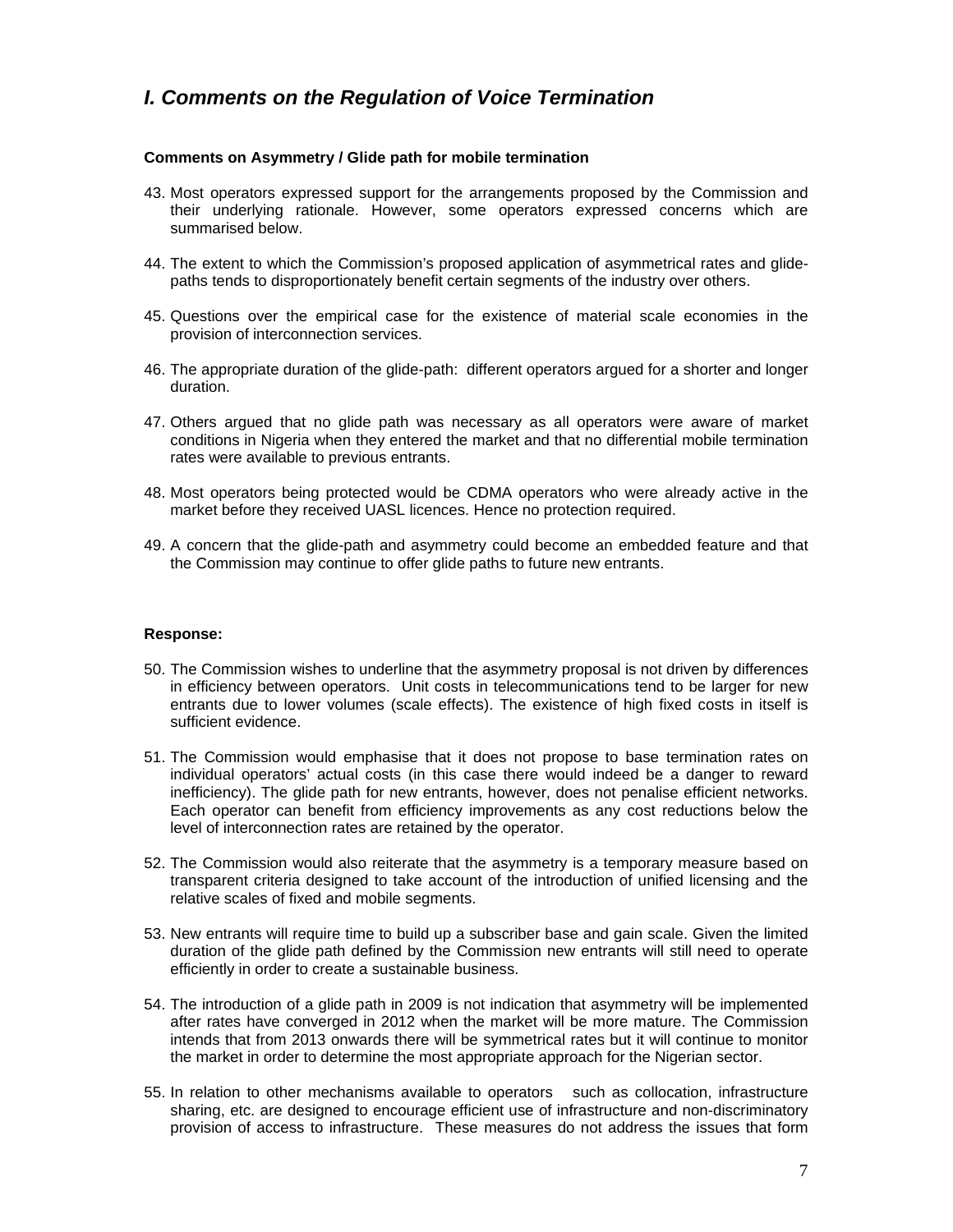## *I. Comments on the Regulation of Voice Termination*

**Comments on Asymmetry / Glide path for mobile termination**

43. Most operators expressed support for the arrangements proposed by the Commission and their underlying rationale. However, some operators expressed concerns which are summarised below.

44. The extent to which the Commission's proposed application of asymmetrical rates and glide-paths tends to disproportionately benefit certain segments of the industry over others.

45. Questions over the empirical case for the existence of material scale economies in the provision of interconnection services.

46. The appropriate duration of the glide-path: different operators argued for a shorter and longer duration.

47. Others argued that no glide path was necessary as all operators were aware of market conditions in Nigeria when they entered the market and that no differential mobile termination rates were available to previous entrants.

48. Most operators being protected would be CDMA operators who were already active in the market before they received UASL licences. Hence no protection required.

49. A concern that the glide-path and asymmetry could become an embedded feature and that the Commission may continue to offer glide paths to future new entrants.

**Response:**

50. The Commission wishes to underline that the asymmetry proposal is not driven by differences in efficiency between operators. Unit costs in telecommunications tend to be larger for new entrants due to lower volumes (scale effects). The existence of high fixed costs in itself is sufficient evidence.

51. The Commission would emphasise that it does not propose to base termination rates on individual operators' actual costs (in this case there would indeed be a danger to reward inefficiency). The glide path for new entrants, however, does not penalise efficient networks. Each operator can benefit from efficiency improvements as any cost reductions below the level of interconnection rates are retained by the operator.

52. The Commission would also reiterate that the asymmetry is a temporary measure based on transparent criteria designed to take account of the introduction of unified licensing and the relative scales of fixed and mobile segments.

53. New entrants will require time to build up a subscriber base and gain scale. Given the limited duration of the glide path defined by the Commission new entrants will still need to operate efficiently in order to create a sustainable business.

54. The introduction of a glide path in 2009 is not indication that asymmetry will be implemented after rates have converged in 2012 when the market will be more mature. The Commission intends that from 2013 onwards there will be symmetrical rates but it will continue to monitor the market in order to determine the most appropriate approach for the Nigerian sector.

55. In relation to other mechanisms available to operators such as collocation, infrastructure sharing, etc. are designed to encourage efficient use of infrastructure and non-discriminatory provision of access to infrastructure. These measures do not address the issues that form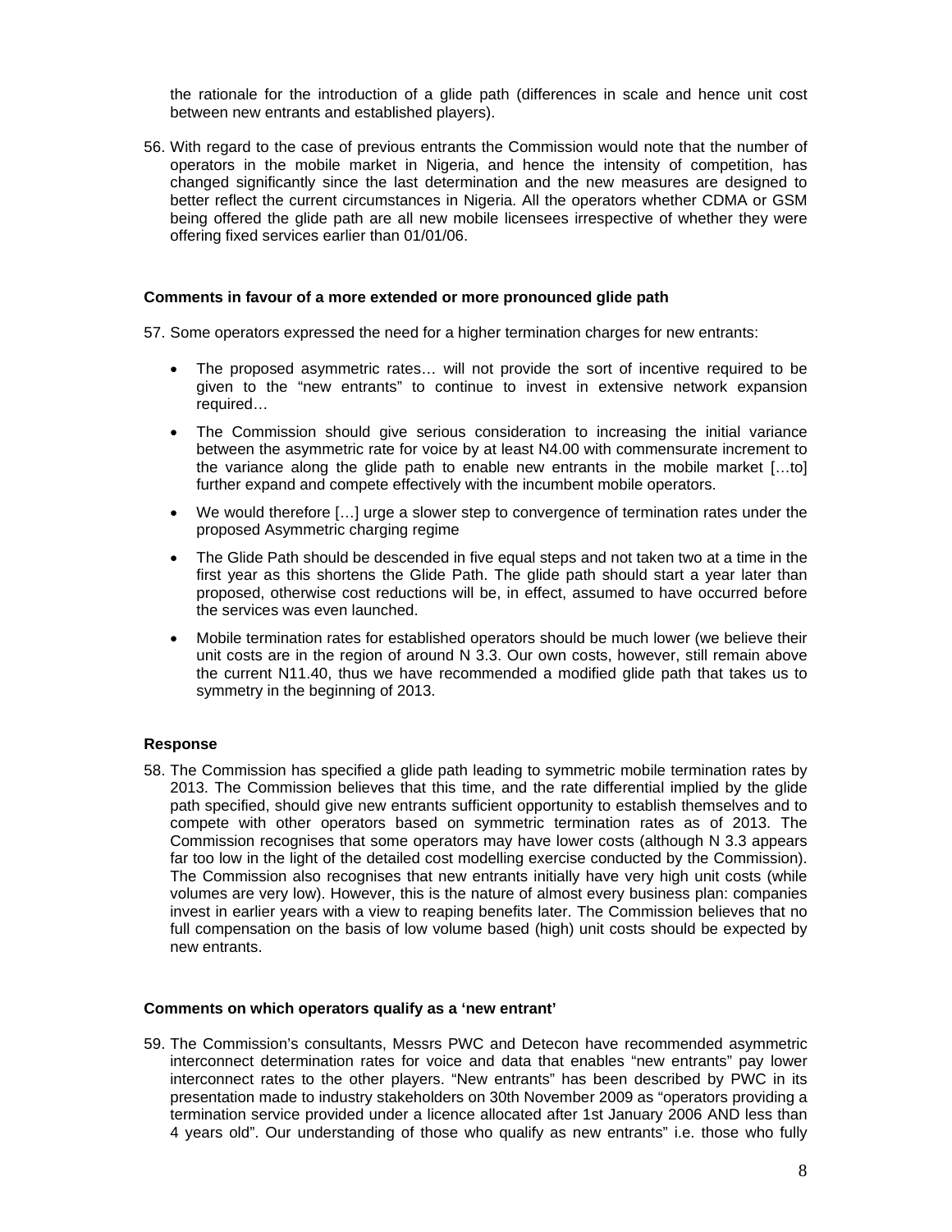the rationale for the introduction of a glide path (differences in scale and hence unit cost between new entrants and established players).

56. With regard to the case of previous entrants the Commission would note that the number of operators in the mobile market in Nigeria, and hence the intensity of competition, has changed significantly since the last determination and the new measures are designed to better reflect the current circumstances in Nigeria. All the operators whether CDMA or GSM being offered the glide path are all new mobile licensees irrespective of whether they were offering fixed services earlier than 01/01/06.

**Comments in favour of a more extended or more pronounced glide path**

57. Some operators expressed the need for a higher termination charges for new entrants:

- The proposed asymmetric rates… will not provide the sort of incentive required to be given to the "new entrants" to continue to invest in extensive network expansion required…
- The Commission should give serious consideration to increasing the initial variance between the asymmetric rate for voice by at least N4.00 with commensurate increment to the variance along the glide path to enable new entrants in the mobile market […to] further expand and compete effectively with the incumbent mobile operators.
- We would therefore […] urge a slower step to convergence of termination rates under the proposed Asymmetric charging regime
- The Glide Path should be descended in five equal steps and not taken two at a time in the first year as this shortens the Glide Path. The glide path should start a year later than proposed, otherwise cost reductions will be, in effect, assumed to have occurred before the services was even launched.
- Mobile termination rates for established operators should be much lower (we believe their unit costs are in the region of around N 3.3. Our own costs, however, still remain above the current N11.40, thus we have recommended a modified glide path that takes us to symmetry in the beginning of 2013.

**Response**

58. The Commission has specified a glide path leading to symmetric mobile termination rates by 2013. The Commission believes that this time, and the rate differential implied by the glide path specified, should give new entrants sufficient opportunity to establish themselves and to compete with other operators based on symmetric termination rates as of 2013. The Commission recognises that some operators may have lower costs (although N 3.3 appears far too low in the light of the detailed cost modelling exercise conducted by the Commission). The Commission also recognises that new entrants initially have very high unit costs (while volumes are very low). However, this is the nature of almost every business plan: companies invest in earlier years with a view to reaping benefits later. The Commission believes that no full compensation on the basis of low volume based (high) unit costs should be expected by new entrants.

**Comments on which operators qualify as a 'new entrant'**

59. The Commission's consultants, Messrs PWC and Detecon have recommended asymmetric interconnect determination rates for voice and data that enables "new entrants" pay lower interconnect rates to the other players. "New entrants" has been described by PWC in its presentation made to industry stakeholders on 30th November 2009 as "operators providing a termination service provided under a licence allocated after 1st January 2006 AND less than 4 years old". Our understanding of those who qualify as new entrants" i.e. those who fully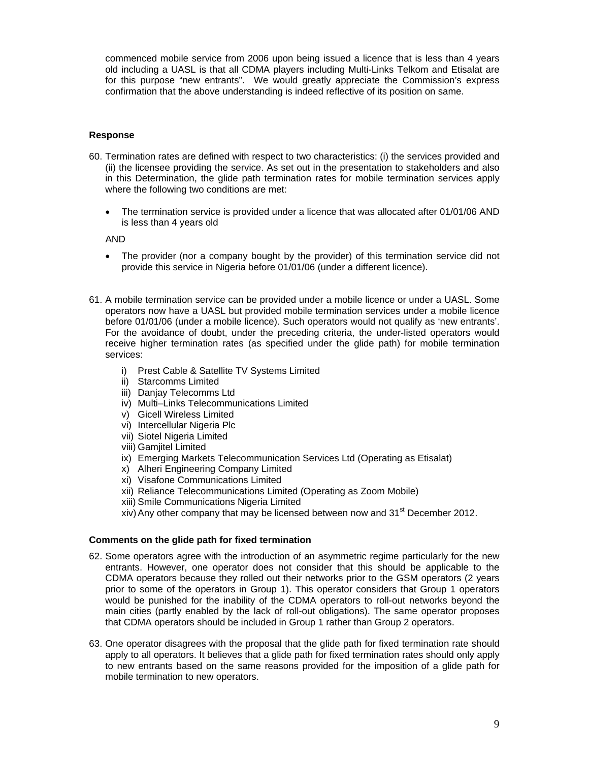commenced mobile service from 2006 upon being issued a licence that is less than 4 years old including a UASL is that all CDMA players including Multi-Links Telkom and Etisalat are for this purpose "new entrants". We would greatly appreciate the Commission's express confirmation that the above understanding is indeed reflective of its position on same.

**Response**

60. Termination rates are defined with respect to two characteristics: (i) the services provided and (ii) the licensee providing the service. As set out in the presentation to stakeholders and also in this Determination, the glide path termination rates for mobile termination services apply where the following two conditions are met:

    - The termination service is provided under a licence that was allocated after 01/01/06 AND is less than 4 years old

    AND

    - The provider (nor a company bought by the provider) of this termination service did not provide this service in Nigeria before 01/01/06 (under a different licence).

61. A mobile termination service can be provided under a mobile licence or under a UASL. Some operators now have a UASL but provided mobile termination services under a mobile licence before 01/01/06 (under a mobile licence). Such operators would not qualify as 'new entrants'. For the avoidance of doubt, under the preceding criteria, the under-listed operators would receive higher termination rates (as specified under the glide path) for mobile termination services:

    i) Prest Cable & Satellite TV Systems Limited
    ii) Starcomms Limited
    iii) Danjay Telecomms Ltd
    iv) Multi–Links Telecommunications Limited
    v) Gicell Wireless Limited
    vi) Intercellular Nigeria Plc
    vii) Siotel Nigeria Limited
    viii) Gamjitel Limited
    ix) Emerging Markets Telecommunication Services Ltd (Operating as Etisalat)
    x) Alheri Engineering Company Limited
    xi) Visafone Communications Limited
    xii) Reliance Telecommunications Limited (Operating as Zoom Mobile)
    xiii) Smile Communications Nigeria Limited
    xiv) Any other company that may be licensed between now and 31st December 2012.

**Comments on the glide path for fixed termination**

62. Some operators agree with the introduction of an asymmetric regime particularly for the new entrants. However, one operator does not consider that this should be applicable to the CDMA operators because they rolled out their networks prior to the GSM operators (2 years prior to some of the operators in Group 1). This operator considers that Group 1 operators would be punished for the inability of the CDMA operators to roll-out networks beyond the main cities (partly enabled by the lack of roll-out obligations). The same operator proposes that CDMA operators should be included in Group 1 rather than Group 2 operators.

63. One operator disagrees with the proposal that the glide path for fixed termination rate should apply to all operators. It believes that a glide path for fixed termination rates should only apply to new entrants based on the same reasons provided for the imposition of a glide path for mobile termination to new operators.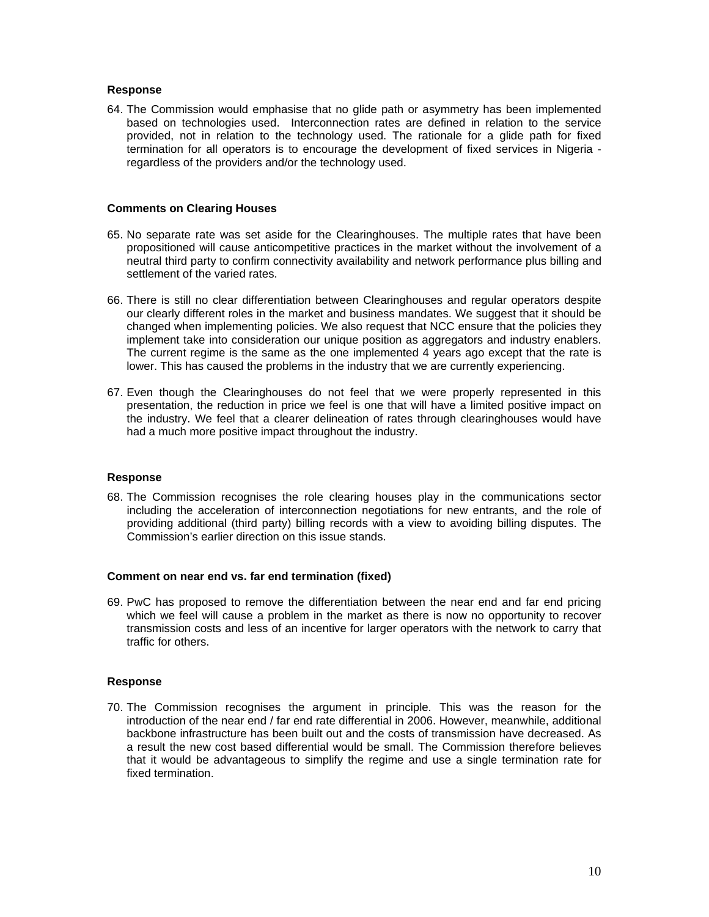**Response**

64. The Commission would emphasise that no glide path or asymmetry has been implemented based on technologies used. Interconnection rates are defined in relation to the service provided, not in relation to the technology used. The rationale for a glide path for fixed termination for all operators is to encourage the development of fixed services in Nigeria - regardless of the providers and/or the technology used.

**Comments on Clearing Houses**

65. No separate rate was set aside for the Clearinghouses. The multiple rates that have been propositioned will cause anticompetitive practices in the market without the involvement of a neutral third party to confirm connectivity availability and network performance plus billing and settlement of the varied rates.

66. There is still no clear differentiation between Clearinghouses and regular operators despite our clearly different roles in the market and business mandates. We suggest that it should be changed when implementing policies. We also request that NCC ensure that the policies they implement take into consideration our unique position as aggregators and industry enablers. The current regime is the same as the one implemented 4 years ago except that the rate is lower. This has caused the problems in the industry that we are currently experiencing.

67. Even though the Clearinghouses do not feel that we were properly represented in this presentation, the reduction in price we feel is one that will have a limited positive impact on the industry. We feel that a clearer delineation of rates through clearinghouses would have had a much more positive impact throughout the industry.

**Response**

68. The Commission recognises the role clearing houses play in the communications sector including the acceleration of interconnection negotiations for new entrants, and the role of providing additional (third party) billing records with a view to avoiding billing disputes. The Commission's earlier direction on this issue stands.

**Comment on near end vs. far end termination (fixed)**

69. PwC has proposed to remove the differentiation between the near end and far end pricing which we feel will cause a problem in the market as there is now no opportunity to recover transmission costs and less of an incentive for larger operators with the network to carry that traffic for others.

**Response**

70. The Commission recognises the argument in principle. This was the reason for the introduction of the near end / far end rate differential in 2006. However, meanwhile, additional backbone infrastructure has been built out and the costs of transmission have decreased. As a result the new cost based differential would be small. The Commission therefore believes that it would be advantageous to simplify the regime and use a single termination rate for fixed termination.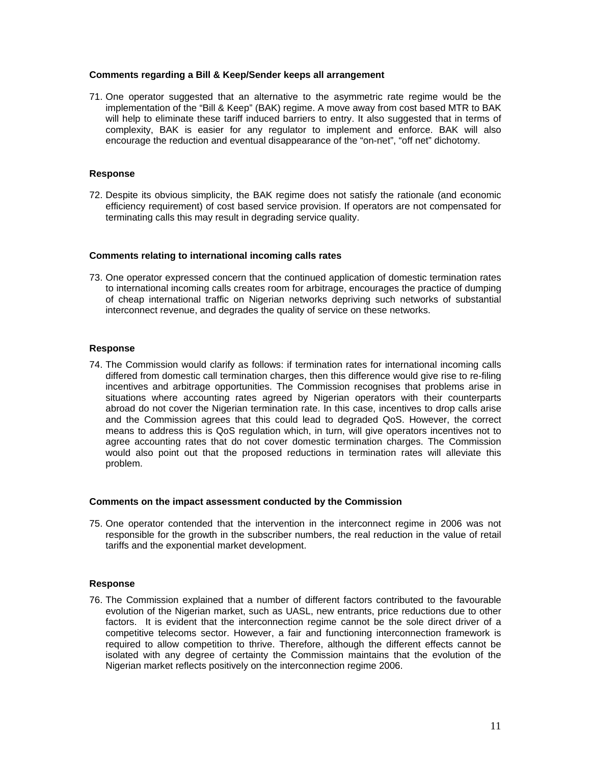**Comments regarding a Bill & Keep/Sender keeps all arrangement**

71. One operator suggested that an alternative to the asymmetric rate regime would be the implementation of the "Bill & Keep" (BAK) regime. A move away from cost based MTR to BAK will help to eliminate these tariff induced barriers to entry. It also suggested that in terms of complexity, BAK is easier for any regulator to implement and enforce. BAK will also encourage the reduction and eventual disappearance of the "on-net", "off net" dichotomy.

**Response**

72. Despite its obvious simplicity, the BAK regime does not satisfy the rationale (and economic efficiency requirement) of cost based service provision. If operators are not compensated for terminating calls this may result in degrading service quality.

**Comments relating to international incoming calls rates**

73. One operator expressed concern that the continued application of domestic termination rates to international incoming calls creates room for arbitrage, encourages the practice of dumping of cheap international traffic on Nigerian networks depriving such networks of substantial interconnect revenue, and degrades the quality of service on these networks.

**Response**

74. The Commission would clarify as follows: if termination rates for international incoming calls differed from domestic call termination charges, then this difference would give rise to re-filing incentives and arbitrage opportunities. The Commission recognises that problems arise in situations where accounting rates agreed by Nigerian operators with their counterparts abroad do not cover the Nigerian termination rate. In this case, incentives to drop calls arise and the Commission agrees that this could lead to degraded QoS. However, the correct means to address this is QoS regulation which, in turn, will give operators incentives not to agree accounting rates that do not cover domestic termination charges. The Commission would also point out that the proposed reductions in termination rates will alleviate this problem.

**Comments on the impact assessment conducted by the Commission**

75. One operator contended that the intervention in the interconnect regime in 2006 was not responsible for the growth in the subscriber numbers, the real reduction in the value of retail tariffs and the exponential market development.

**Response**

76. The Commission explained that a number of different factors contributed to the favourable evolution of the Nigerian market, such as UASL, new entrants, price reductions due to other factors. It is evident that the interconnection regime cannot be the sole direct driver of a competitive telecoms sector. However, a fair and functioning interconnection framework is required to allow competition to thrive. Therefore, although the different effects cannot be isolated with any degree of certainty the Commission maintains that the evolution of the Nigerian market reflects positively on the interconnection regime 2006.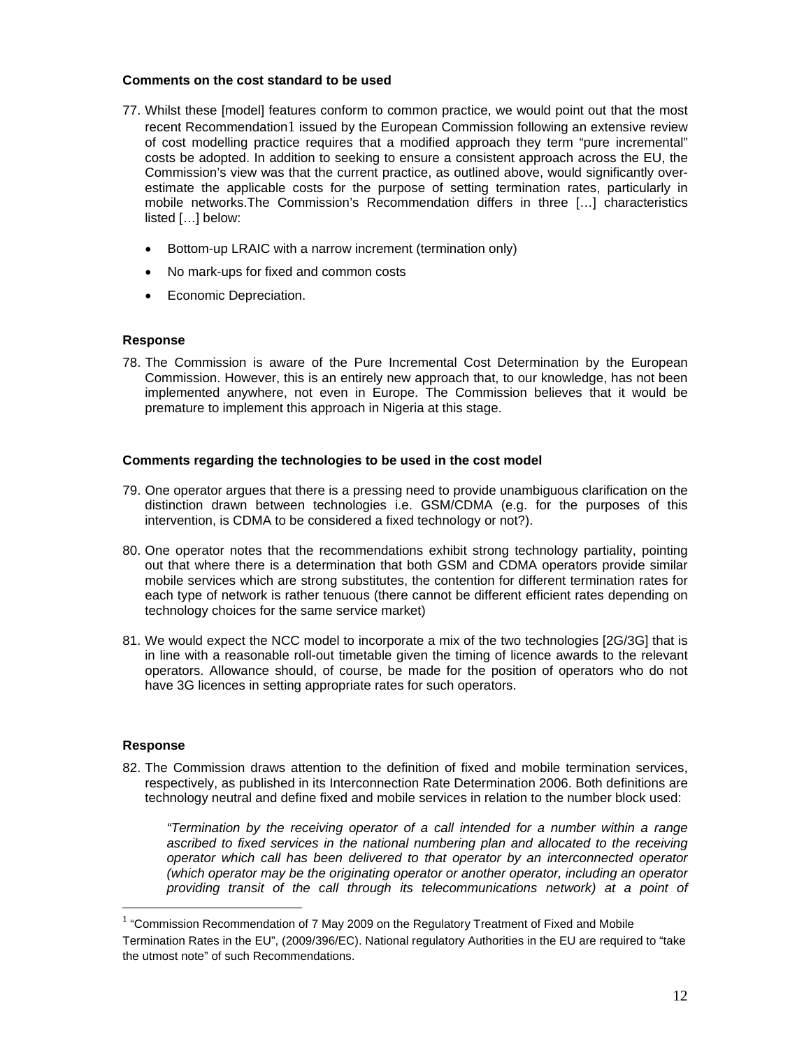**Comments on the cost standard to be used**

77. Whilst these [model] features conform to common practice, we would point out that the most recent Recommendation[1] issued by the European Commission following an extensive review of cost modelling practice requires that a modified approach they term "pure incremental" costs be adopted. In addition to seeking to ensure a consistent approach across the EU, the Commission's view was that the current practice, as outlined above, would significantly over-estimate the applicable costs for the purpose of setting termination rates, particularly in mobile networks.The Commission's Recommendation differs in three […] characteristics listed […] below:

   - Bottom-up LRAIC with a narrow increment (termination only)
   - No mark-ups for fixed and common costs
   - Economic Depreciation.

**Response**

78. The Commission is aware of the Pure Incremental Cost Determination by the European Commission. However, this is an entirely new approach that, to our knowledge, has not been implemented anywhere, not even in Europe. The Commission believes that it would be premature to implement this approach in Nigeria at this stage.

**Comments regarding the technologies to be used in the cost model**

79. One operator argues that there is a pressing need to provide unambiguous clarification on the distinction drawn between technologies i.e. GSM/CDMA (e.g. for the purposes of this intervention, is CDMA to be considered a fixed technology or not?).

80. One operator notes that the recommendations exhibit strong technology partiality, pointing out that where there is a determination that both GSM and CDMA operators provide similar mobile services which are strong substitutes, the contention for different termination rates for each type of network is rather tenuous (there cannot be different efficient rates depending on technology choices for the same service market)

81. We would expect the NCC model to incorporate a mix of the two technologies [2G/3G] that is in line with a reasonable roll-out timetable given the timing of licence awards to the relevant operators. Allowance should, of course, be made for the position of operators who do not have 3G licences in setting appropriate rates for such operators.

**Response**

82. The Commission draws attention to the definition of fixed and mobile termination services, respectively, as published in its Interconnection Rate Determination 2006. Both definitions are technology neutral and define fixed and mobile services in relation to the number block used:

   *"Termination by the receiving operator of a call intended for a number within a range ascribed to fixed services in the national numbering plan and allocated to the receiving operator which call has been delivered to that operator by an interconnected operator (which operator may be the originating operator or another operator, including an operator providing transit of the call through its telecommunications network) at a point of*

---

[1] "Commission Recommendation of 7 May 2009 on the Regulatory Treatment of Fixed and Mobile Termination Rates in the EU", (2009/396/EC). National regulatory Authorities in the EU are required to "take the utmost note" of such Recommendations.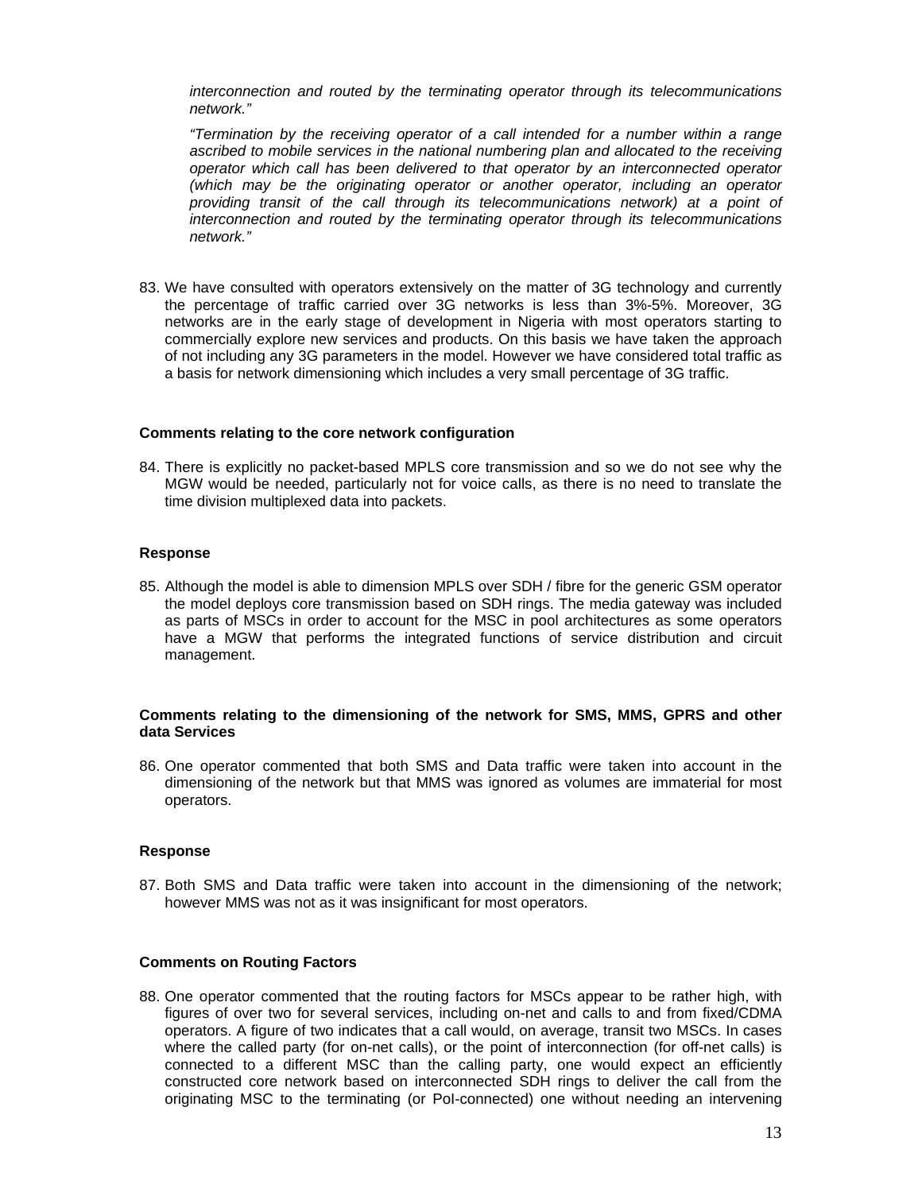*interconnection and routed by the terminating operator through its telecommunications network."*

*"Termination by the receiving operator of a call intended for a number within a range ascribed to mobile services in the national numbering plan and allocated to the receiving operator which call has been delivered to that operator by an interconnected operator (which may be the originating operator or another operator, including an operator providing transit of the call through its telecommunications network) at a point of interconnection and routed by the terminating operator through its telecommunications network."*

83. We have consulted with operators extensively on the matter of 3G technology and currently the percentage of traffic carried over 3G networks is less than 3%-5%. Moreover, 3G networks are in the early stage of development in Nigeria with most operators starting to commercially explore new services and products. On this basis we have taken the approach of not including any 3G parameters in the model. However we have considered total traffic as a basis for network dimensioning which includes a very small percentage of 3G traffic.

**Comments relating to the core network configuration**

84. There is explicitly no packet-based MPLS core transmission and so we do not see why the MGW would be needed, particularly not for voice calls, as there is no need to translate the time division multiplexed data into packets.

**Response**

85. Although the model is able to dimension MPLS over SDH / fibre for the generic GSM operator the model deploys core transmission based on SDH rings. The media gateway was included as parts of MSCs in order to account for the MSC in pool architectures as some operators have a MGW that performs the integrated functions of service distribution and circuit management.

**Comments relating to the dimensioning of the network for SMS, MMS, GPRS and other data Services**

86. One operator commented that both SMS and Data traffic were taken into account in the dimensioning of the network but that MMS was ignored as volumes are immaterial for most operators.

**Response**

87. Both SMS and Data traffic were taken into account in the dimensioning of the network; however MMS was not as it was insignificant for most operators.

**Comments on Routing Factors**

88. One operator commented that the routing factors for MSCs appear to be rather high, with figures of over two for several services, including on-net and calls to and from fixed/CDMA operators. A figure of two indicates that a call would, on average, transit two MSCs. In cases where the called party (for on-net calls), or the point of interconnection (for off-net calls) is connected to a different MSC than the calling party, one would expect an efficiently constructed core network based on interconnected SDH rings to deliver the call from the originating MSC to the terminating (or PoI-connected) one without needing an intervening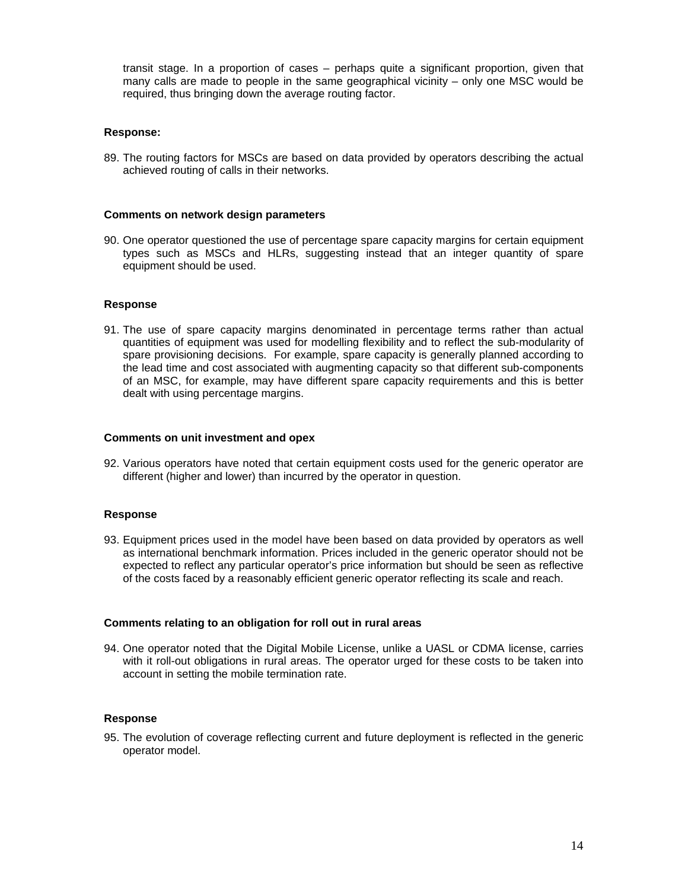transit stage. In a proportion of cases – perhaps quite a significant proportion, given that many calls are made to people in the same geographical vicinity – only one MSC would be required, thus bringing down the average routing factor.

**Response:**

89. The routing factors for MSCs are based on data provided by operators describing the actual achieved routing of calls in their networks.

**Comments on network design parameters**

90. One operator questioned the use of percentage spare capacity margins for certain equipment types such as MSCs and HLRs, suggesting instead that an integer quantity of spare equipment should be used.

**Response**

91. The use of spare capacity margins denominated in percentage terms rather than actual quantities of equipment was used for modelling flexibility and to reflect the sub-modularity of spare provisioning decisions. For example, spare capacity is generally planned according to the lead time and cost associated with augmenting capacity so that different sub-components of an MSC, for example, may have different spare capacity requirements and this is better dealt with using percentage margins.

**Comments on unit investment and opex**

92. Various operators have noted that certain equipment costs used for the generic operator are different (higher and lower) than incurred by the operator in question.

**Response**

93. Equipment prices used in the model have been based on data provided by operators as well as international benchmark information. Prices included in the generic operator should not be expected to reflect any particular operator's price information but should be seen as reflective of the costs faced by a reasonably efficient generic operator reflecting its scale and reach.

**Comments relating to an obligation for roll out in rural areas**

94. One operator noted that the Digital Mobile License, unlike a UASL or CDMA license, carries with it roll-out obligations in rural areas. The operator urged for these costs to be taken into account in setting the mobile termination rate.

**Response**

95. The evolution of coverage reflecting current and future deployment is reflected in the generic operator model.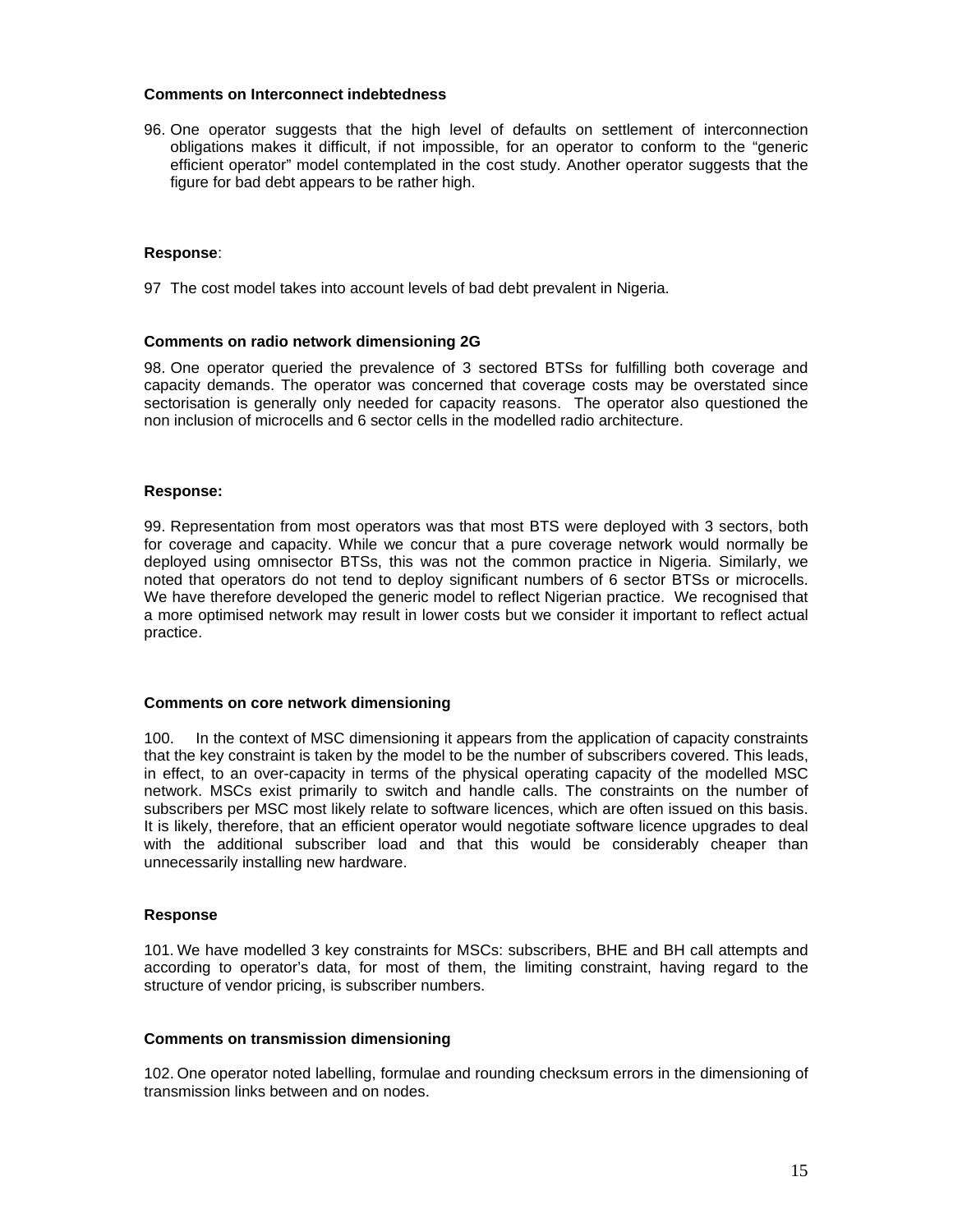**Comments on Interconnect indebtedness**

96. One operator suggests that the high level of defaults on settlement of interconnection obligations makes it difficult, if not impossible, for an operator to conform to the "generic efficient operator" model contemplated in the cost study. Another operator suggests that the figure for bad debt appears to be rather high.

**Response**:

97 The cost model takes into account levels of bad debt prevalent in Nigeria.

**Comments on radio network dimensioning 2G**

98. One operator queried the prevalence of 3 sectored BTSs for fulfilling both coverage and capacity demands. The operator was concerned that coverage costs may be overstated since sectorisation is generally only needed for capacity reasons. The operator also questioned the non inclusion of microcells and 6 sector cells in the modelled radio architecture.

**Response:**

99. Representation from most operators was that most BTS were deployed with 3 sectors, both for coverage and capacity. While we concur that a pure coverage network would normally be deployed using omnisector BTSs, this was not the common practice in Nigeria. Similarly, we noted that operators do not tend to deploy significant numbers of 6 sector BTSs or microcells. We have therefore developed the generic model to reflect Nigerian practice. We recognised that a more optimised network may result in lower costs but we consider it important to reflect actual practice.

**Comments on core network dimensioning**

100. In the context of MSC dimensioning it appears from the application of capacity constraints that the key constraint is taken by the model to be the number of subscribers covered. This leads, in effect, to an over-capacity in terms of the physical operating capacity of the modelled MSC network. MSCs exist primarily to switch and handle calls. The constraints on the number of subscribers per MSC most likely relate to software licences, which are often issued on this basis. It is likely, therefore, that an efficient operator would negotiate software licence upgrades to deal with the additional subscriber load and that this would be considerably cheaper than unnecessarily installing new hardware.

**Response**

101. We have modelled 3 key constraints for MSCs: subscribers, BHE and BH call attempts and according to operator's data, for most of them, the limiting constraint, having regard to the structure of vendor pricing, is subscriber numbers.

**Comments on transmission dimensioning**

102. One operator noted labelling, formulae and rounding checksum errors in the dimensioning of transmission links between and on nodes.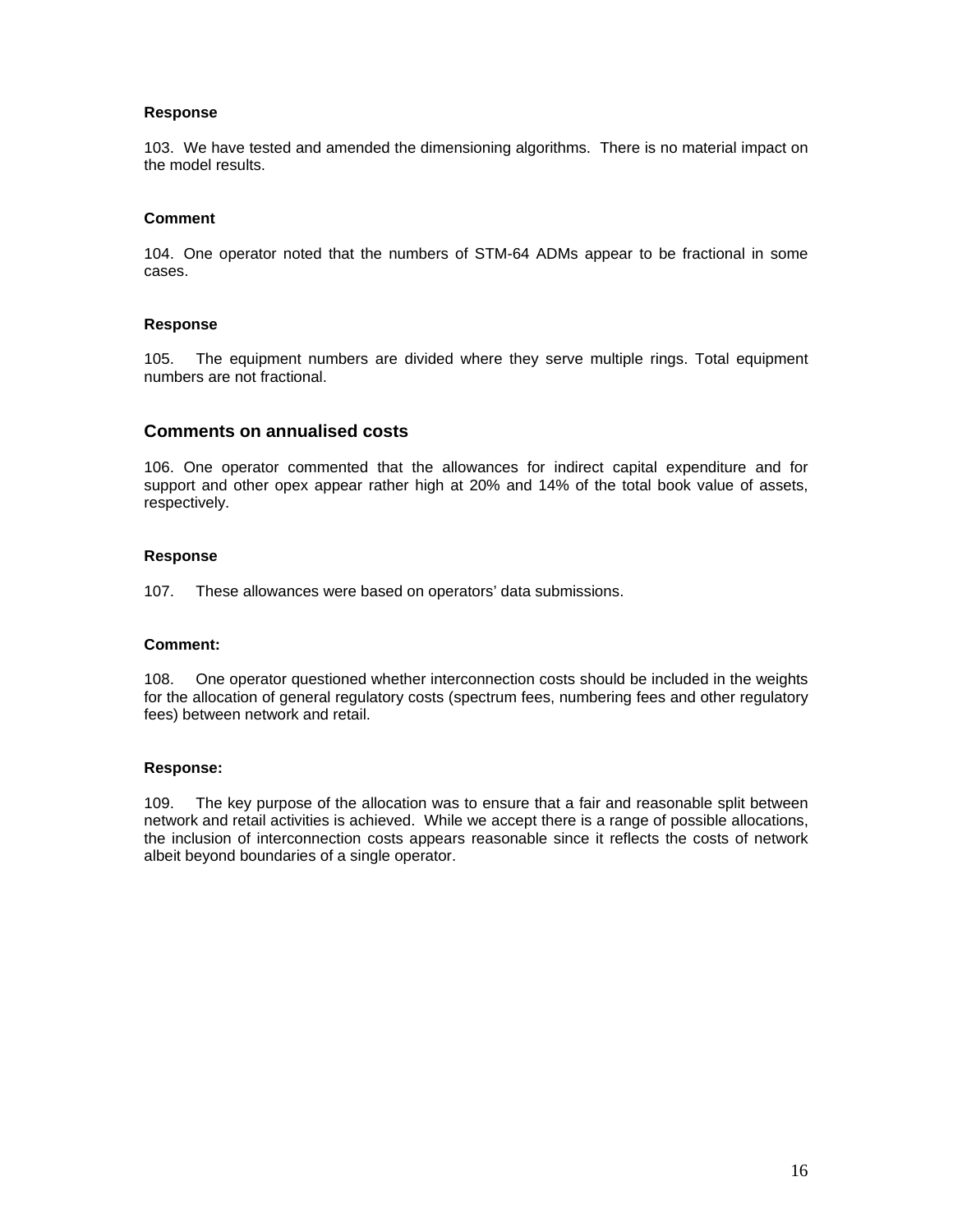**Response**

103. We have tested and amended the dimensioning algorithms. There is no material impact on the model results.

**Comment**

104. One operator noted that the numbers of STM-64 ADMs appear to be fractional in some cases.

**Response**

105. The equipment numbers are divided where they serve multiple rings. Total equipment numbers are not fractional.

### Comments on annualised costs

106. One operator commented that the allowances for indirect capital expenditure and for support and other opex appear rather high at 20% and 14% of the total book value of assets, respectively.

**Response**

107. These allowances were based on operators' data submissions.

**Comment:**

108. One operator questioned whether interconnection costs should be included in the weights for the allocation of general regulatory costs (spectrum fees, numbering fees and other regulatory fees) between network and retail.

**Response:**

109. The key purpose of the allocation was to ensure that a fair and reasonable split between network and retail activities is achieved. While we accept there is a range of possible allocations, the inclusion of interconnection costs appears reasonable since it reflects the costs of network albeit beyond boundaries of a single operator.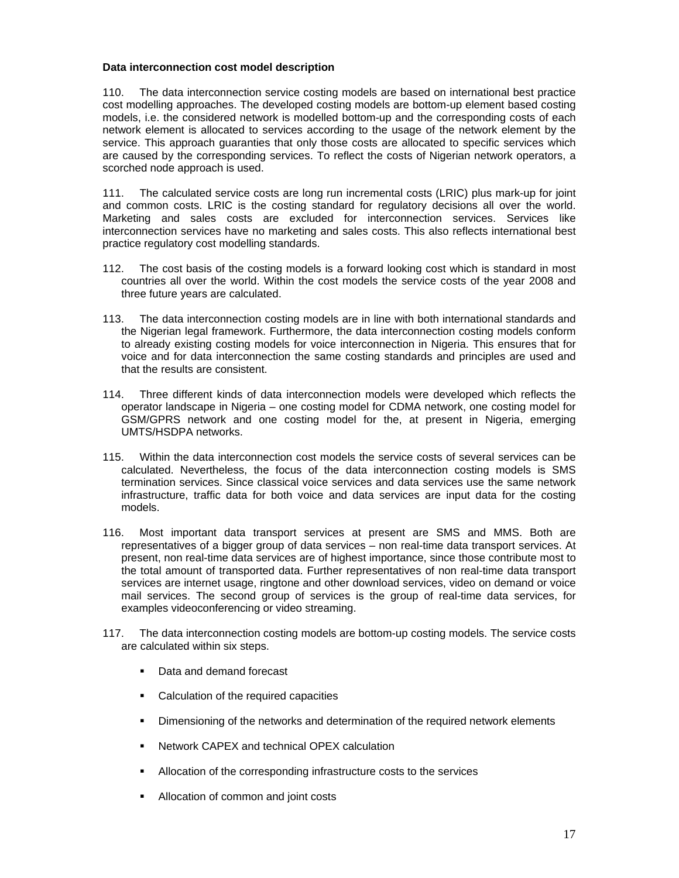**Data interconnection cost model description**

110. The data interconnection service costing models are based on international best practice cost modelling approaches. The developed costing models are bottom-up element based costing models, i.e. the considered network is modelled bottom-up and the corresponding costs of each network element is allocated to services according to the usage of the network element by the service. This approach guaranties that only those costs are allocated to specific services which are caused by the corresponding services. To reflect the costs of Nigerian network operators, a scorched node approach is used.

111. The calculated service costs are long run incremental costs (LRIC) plus mark-up for joint and common costs. LRIC is the costing standard for regulatory decisions all over the world. Marketing and sales costs are excluded for interconnection services. Services like interconnection services have no marketing and sales costs. This also reflects international best practice regulatory cost modelling standards.

112. The cost basis of the costing models is a forward looking cost which is standard in most countries all over the world. Within the cost models the service costs of the year 2008 and three future years are calculated.

113. The data interconnection costing models are in line with both international standards and the Nigerian legal framework. Furthermore, the data interconnection costing models conform to already existing costing models for voice interconnection in Nigeria. This ensures that for voice and for data interconnection the same costing standards and principles are used and that the results are consistent.

114. Three different kinds of data interconnection models were developed which reflects the operator landscape in Nigeria – one costing model for CDMA network, one costing model for GSM/GPRS network and one costing model for the, at present in Nigeria, emerging UMTS/HSDPA networks.

115. Within the data interconnection cost models the service costs of several services can be calculated. Nevertheless, the focus of the data interconnection costing models is SMS termination services. Since classical voice services and data services use the same network infrastructure, traffic data for both voice and data services are input data for the costing models.

116. Most important data transport services at present are SMS and MMS. Both are representatives of a bigger group of data services – non real-time data transport services. At present, non real-time data services are of highest importance, since those contribute most to the total amount of transported data. Further representatives of non real-time data transport services are internet usage, ringtone and other download services, video on demand or voice mail services. The second group of services is the group of real-time data services, for examples videoconferencing or video streaming.

117. The data interconnection costing models are bottom-up costing models. The service costs are calculated within six steps.

- Data and demand forecast
- Calculation of the required capacities
- Dimensioning of the networks and determination of the required network elements
- Network CAPEX and technical OPEX calculation
- Allocation of the corresponding infrastructure costs to the services
- Allocation of common and joint costs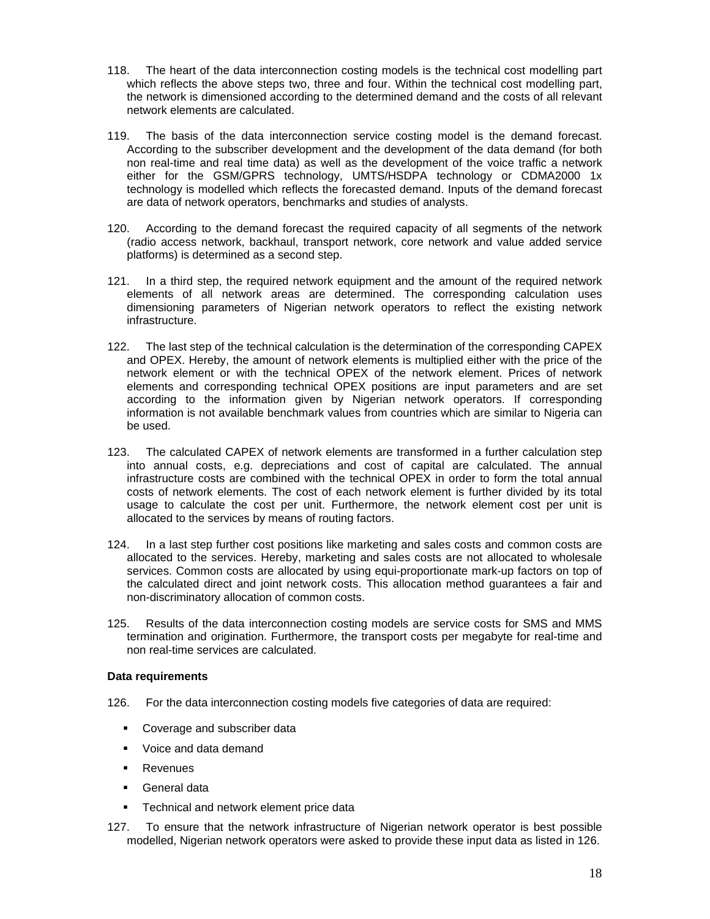118. The heart of the data interconnection costing models is the technical cost modelling part which reflects the above steps two, three and four. Within the technical cost modelling part, the network is dimensioned according to the determined demand and the costs of all relevant network elements are calculated.

119. The basis of the data interconnection service costing model is the demand forecast. According to the subscriber development and the development of the data demand (for both non real-time and real time data) as well as the development of the voice traffic a network either for the GSM/GPRS technology, UMTS/HSDPA technology or CDMA2000 1x technology is modelled which reflects the forecasted demand. Inputs of the demand forecast are data of network operators, benchmarks and studies of analysts.

120. According to the demand forecast the required capacity of all segments of the network (radio access network, backhaul, transport network, core network and value added service platforms) is determined as a second step.

121. In a third step, the required network equipment and the amount of the required network elements of all network areas are determined. The corresponding calculation uses dimensioning parameters of Nigerian network operators to reflect the existing network infrastructure.

122. The last step of the technical calculation is the determination of the corresponding CAPEX and OPEX. Hereby, the amount of network elements is multiplied either with the price of the network element or with the technical OPEX of the network element. Prices of network elements and corresponding technical OPEX positions are input parameters and are set according to the information given by Nigerian network operators. If corresponding information is not available benchmark values from countries which are similar to Nigeria can be used.

123. The calculated CAPEX of network elements are transformed in a further calculation step into annual costs, e.g. depreciations and cost of capital are calculated. The annual infrastructure costs are combined with the technical OPEX in order to form the total annual costs of network elements. The cost of each network element is further divided by its total usage to calculate the cost per unit. Furthermore, the network element cost per unit is allocated to the services by means of routing factors.

124. In a last step further cost positions like marketing and sales costs and common costs are allocated to the services. Hereby, marketing and sales costs are not allocated to wholesale services. Common costs are allocated by using equi-proportionate mark-up factors on top of the calculated direct and joint network costs. This allocation method guarantees a fair and non-discriminatory allocation of common costs.

125. Results of the data interconnection costing models are service costs for SMS and MMS termination and origination. Furthermore, the transport costs per megabyte for real-time and non real-time services are calculated.

**Data requirements**

126. For the data interconnection costing models five categories of data are required:

- Coverage and subscriber data
- Voice and data demand
- Revenues
- General data
- Technical and network element price data

127. To ensure that the network infrastructure of Nigerian network operator is best possible modelled, Nigerian network operators were asked to provide these input data as listed in 126.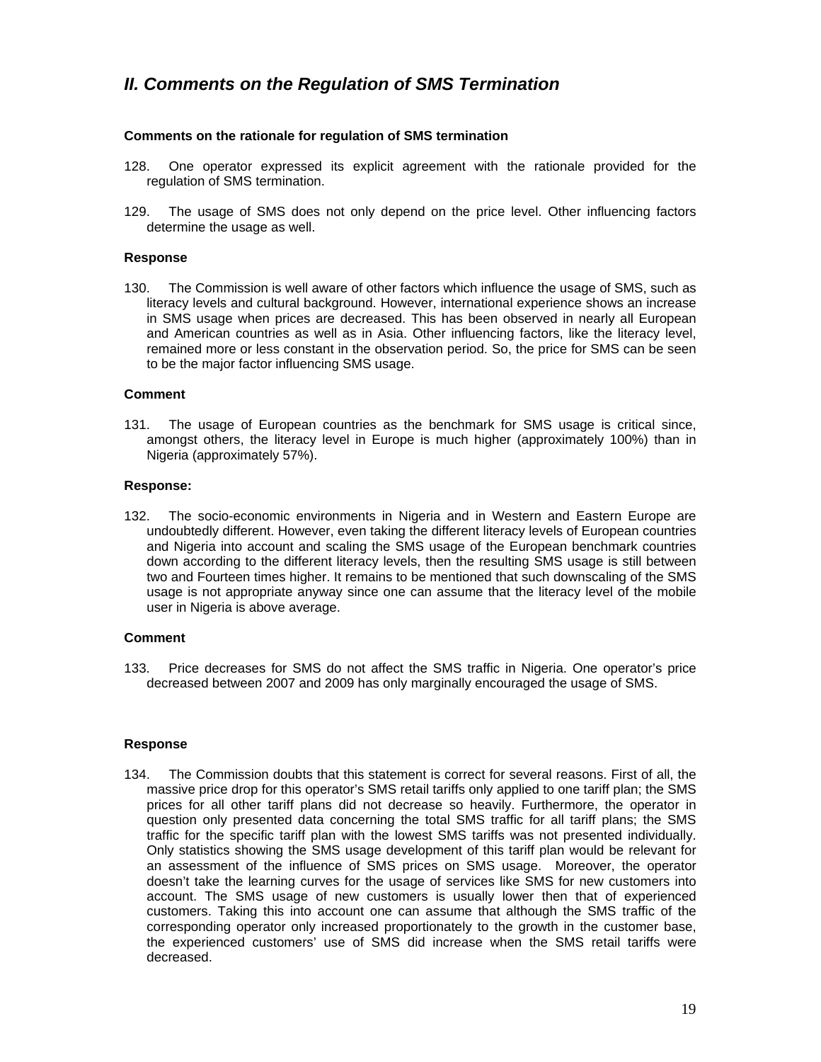## *II. Comments on the Regulation of SMS Termination*

**Comments on the rationale for regulation of SMS termination**

128. One operator expressed its explicit agreement with the rationale provided for the regulation of SMS termination.

129. The usage of SMS does not only depend on the price level. Other influencing factors determine the usage as well.

**Response**

130. The Commission is well aware of other factors which influence the usage of SMS, such as literacy levels and cultural background. However, international experience shows an increase in SMS usage when prices are decreased. This has been observed in nearly all European and American countries as well as in Asia. Other influencing factors, like the literacy level, remained more or less constant in the observation period. So, the price for SMS can be seen to be the major factor influencing SMS usage.

**Comment**

131. The usage of European countries as the benchmark for SMS usage is critical since, amongst others, the literacy level in Europe is much higher (approximately 100%) than in Nigeria (approximately 57%).

**Response:**

132. The socio-economic environments in Nigeria and in Western and Eastern Europe are undoubtedly different. However, even taking the different literacy levels of European countries and Nigeria into account and scaling the SMS usage of the European benchmark countries down according to the different literacy levels, then the resulting SMS usage is still between two and Fourteen times higher. It remains to be mentioned that such downscaling of the SMS usage is not appropriate anyway since one can assume that the literacy level of the mobile user in Nigeria is above average.

**Comment**

133. Price decreases for SMS do not affect the SMS traffic in Nigeria. One operator's price decreased between 2007 and 2009 has only marginally encouraged the usage of SMS.

**Response**

134. The Commission doubts that this statement is correct for several reasons. First of all, the massive price drop for this operator's SMS retail tariffs only applied to one tariff plan; the SMS prices for all other tariff plans did not decrease so heavily. Furthermore, the operator in question only presented data concerning the total SMS traffic for all tariff plans; the SMS traffic for the specific tariff plan with the lowest SMS tariffs was not presented individually. Only statistics showing the SMS usage development of this tariff plan would be relevant for an assessment of the influence of SMS prices on SMS usage. Moreover, the operator doesn't take the learning curves for the usage of services like SMS for new customers into account. The SMS usage of new customers is usually lower then that of experienced customers. Taking this into account one can assume that although the SMS traffic of the corresponding operator only increased proportionately to the growth in the customer base, the experienced customers' use of SMS did increase when the SMS retail tariffs were decreased.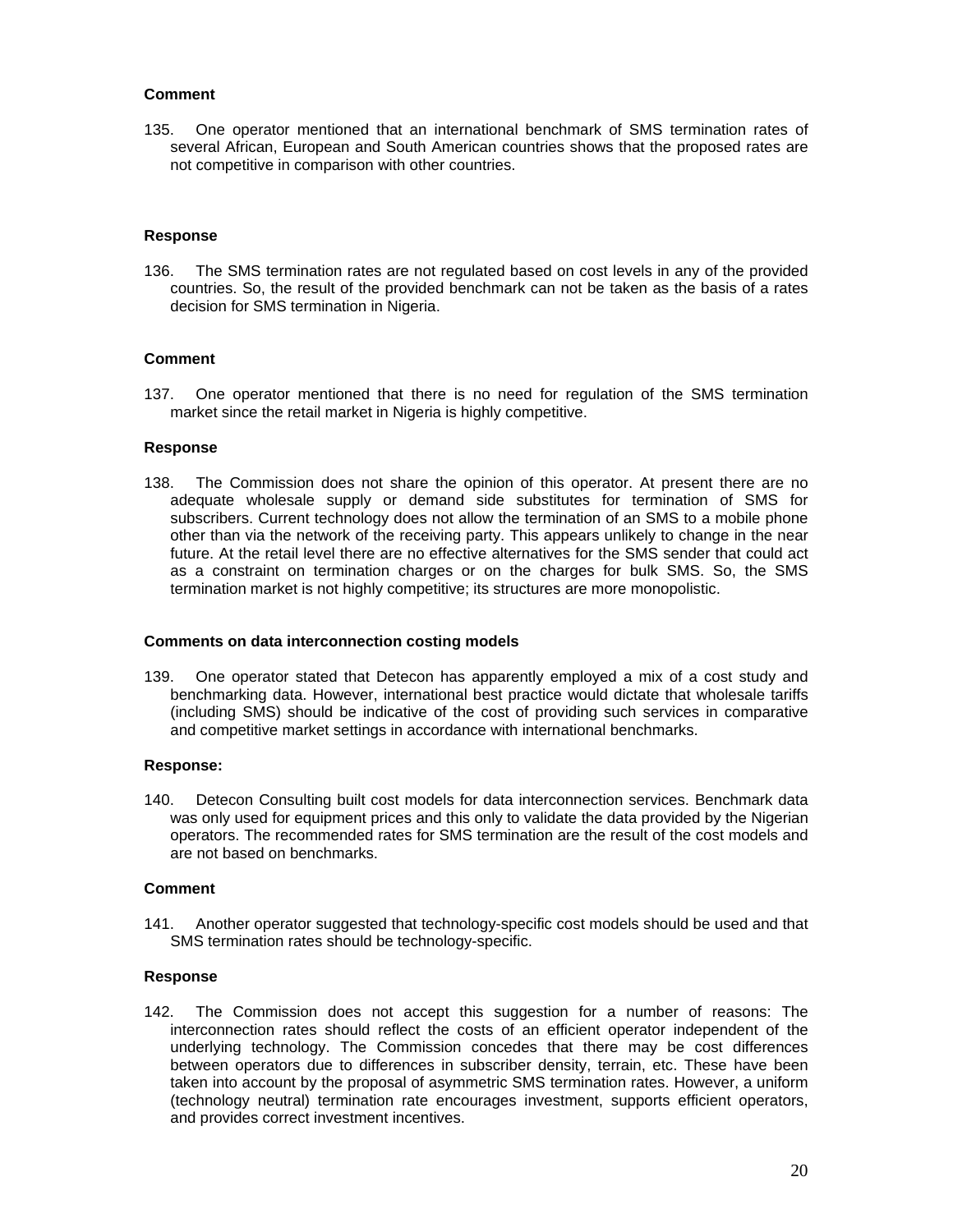**Comment**

135. One operator mentioned that an international benchmark of SMS termination rates of several African, European and South American countries shows that the proposed rates are not competitive in comparison with other countries.

**Response**

136. The SMS termination rates are not regulated based on cost levels in any of the provided countries. So, the result of the provided benchmark can not be taken as the basis of a rates decision for SMS termination in Nigeria.

**Comment**

137. One operator mentioned that there is no need for regulation of the SMS termination market since the retail market in Nigeria is highly competitive.

**Response**

138. The Commission does not share the opinion of this operator. At present there are no adequate wholesale supply or demand side substitutes for termination of SMS for subscribers. Current technology does not allow the termination of an SMS to a mobile phone other than via the network of the receiving party. This appears unlikely to change in the near future. At the retail level there are no effective alternatives for the SMS sender that could act as a constraint on termination charges or on the charges for bulk SMS. So, the SMS termination market is not highly competitive; its structures are more monopolistic.

**Comments on data interconnection costing models**

139. One operator stated that Detecon has apparently employed a mix of a cost study and benchmarking data. However, international best practice would dictate that wholesale tariffs (including SMS) should be indicative of the cost of providing such services in comparative and competitive market settings in accordance with international benchmarks.

**Response:**

140. Detecon Consulting built cost models for data interconnection services. Benchmark data was only used for equipment prices and this only to validate the data provided by the Nigerian operators. The recommended rates for SMS termination are the result of the cost models and are not based on benchmarks.

**Comment**

141. Another operator suggested that technology-specific cost models should be used and that SMS termination rates should be technology-specific.

**Response**

142. The Commission does not accept this suggestion for a number of reasons: The interconnection rates should reflect the costs of an efficient operator independent of the underlying technology. The Commission concedes that there may be cost differences between operators due to differences in subscriber density, terrain, etc. These have been taken into account by the proposal of asymmetric SMS termination rates. However, a uniform (technology neutral) termination rate encourages investment, supports efficient operators, and provides correct investment incentives.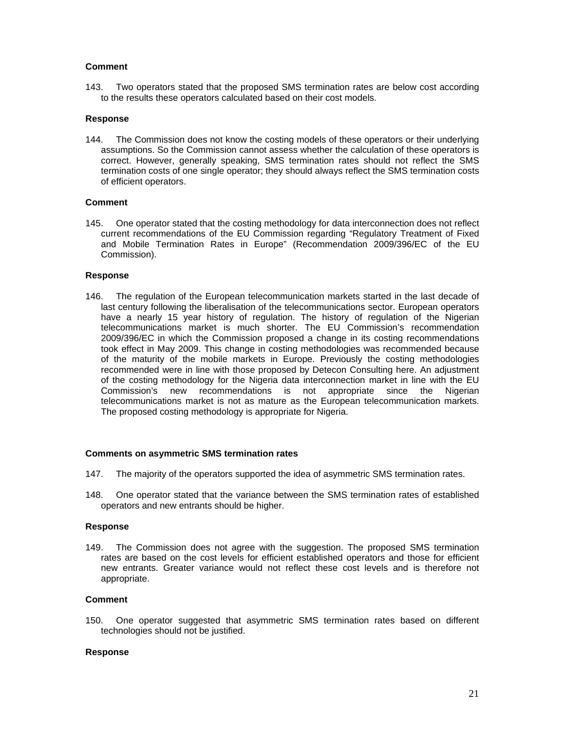**Comment**

143. Two operators stated that the proposed SMS termination rates are below cost according to the results these operators calculated based on their cost models.

**Response**

144. The Commission does not know the costing models of these operators or their underlying assumptions. So the Commission cannot assess whether the calculation of these operators is correct. However, generally speaking, SMS termination rates should not reflect the SMS termination costs of one single operator; they should always reflect the SMS termination costs of efficient operators.

**Comment**

145. One operator stated that the costing methodology for data interconnection does not reflect current recommendations of the EU Commission regarding "Regulatory Treatment of Fixed and Mobile Termination Rates in Europe" (Recommendation 2009/396/EC of the EU Commission).

**Response**

146. The regulation of the European telecommunication markets started in the last decade of last century following the liberalisation of the telecommunications sector. European operators have a nearly 15 year history of regulation. The history of regulation of the Nigerian telecommunications market is much shorter. The EU Commission's recommendation 2009/396/EC in which the Commission proposed a change in its costing recommendations took effect in May 2009. This change in costing methodologies was recommended because of the maturity of the mobile markets in Europe. Previously the costing methodologies recommended were in line with those proposed by Detecon Consulting here. An adjustment of the costing methodology for the Nigeria data interconnection market in line with the EU Commission's new recommendations is not appropriate since the Nigerian telecommunications market is not as mature as the European telecommunication markets. The proposed costing methodology is appropriate for Nigeria.

**Comments on asymmetric SMS termination rates**

147. The majority of the operators supported the idea of asymmetric SMS termination rates.

148. One operator stated that the variance between the SMS termination rates of established operators and new entrants should be higher.

**Response**

149. The Commission does not agree with the suggestion. The proposed SMS termination rates are based on the cost levels for efficient established operators and those for efficient new entrants. Greater variance would not reflect these cost levels and is therefore not appropriate.

**Comment**

150. One operator suggested that asymmetric SMS termination rates based on different technologies should not be justified.

**Response**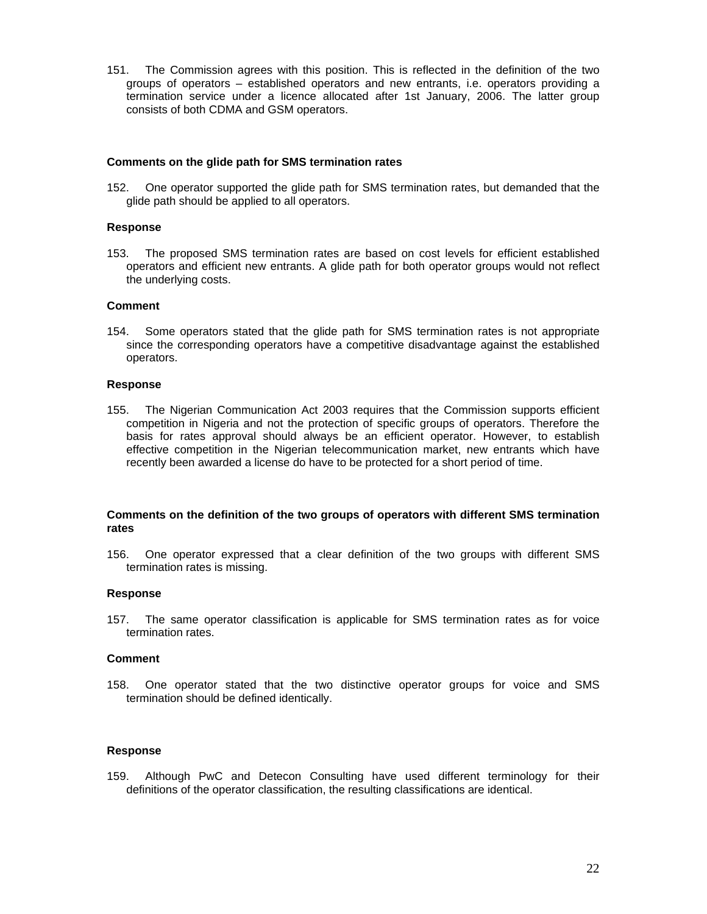151. The Commission agrees with this position. This is reflected in the definition of the two groups of operators – established operators and new entrants, i.e. operators providing a termination service under a licence allocated after 1st January, 2006. The latter group consists of both CDMA and GSM operators.

**Comments on the glide path for SMS termination rates**

152. One operator supported the glide path for SMS termination rates, but demanded that the glide path should be applied to all operators.

**Response**

153. The proposed SMS termination rates are based on cost levels for efficient established operators and efficient new entrants. A glide path for both operator groups would not reflect the underlying costs.

**Comment**

154. Some operators stated that the glide path for SMS termination rates is not appropriate since the corresponding operators have a competitive disadvantage against the established operators.

**Response**

155. The Nigerian Communication Act 2003 requires that the Commission supports efficient competition in Nigeria and not the protection of specific groups of operators. Therefore the basis for rates approval should always be an efficient operator. However, to establish effective competition in the Nigerian telecommunication market, new entrants which have recently been awarded a license do have to be protected for a short period of time.

**Comments on the definition of the two groups of operators with different SMS termination rates**

156. One operator expressed that a clear definition of the two groups with different SMS termination rates is missing.

**Response**

157. The same operator classification is applicable for SMS termination rates as for voice termination rates.

**Comment**

158. One operator stated that the two distinctive operator groups for voice and SMS termination should be defined identically.

**Response**

159. Although PwC and Detecon Consulting have used different terminology for their definitions of the operator classification, the resulting classifications are identical.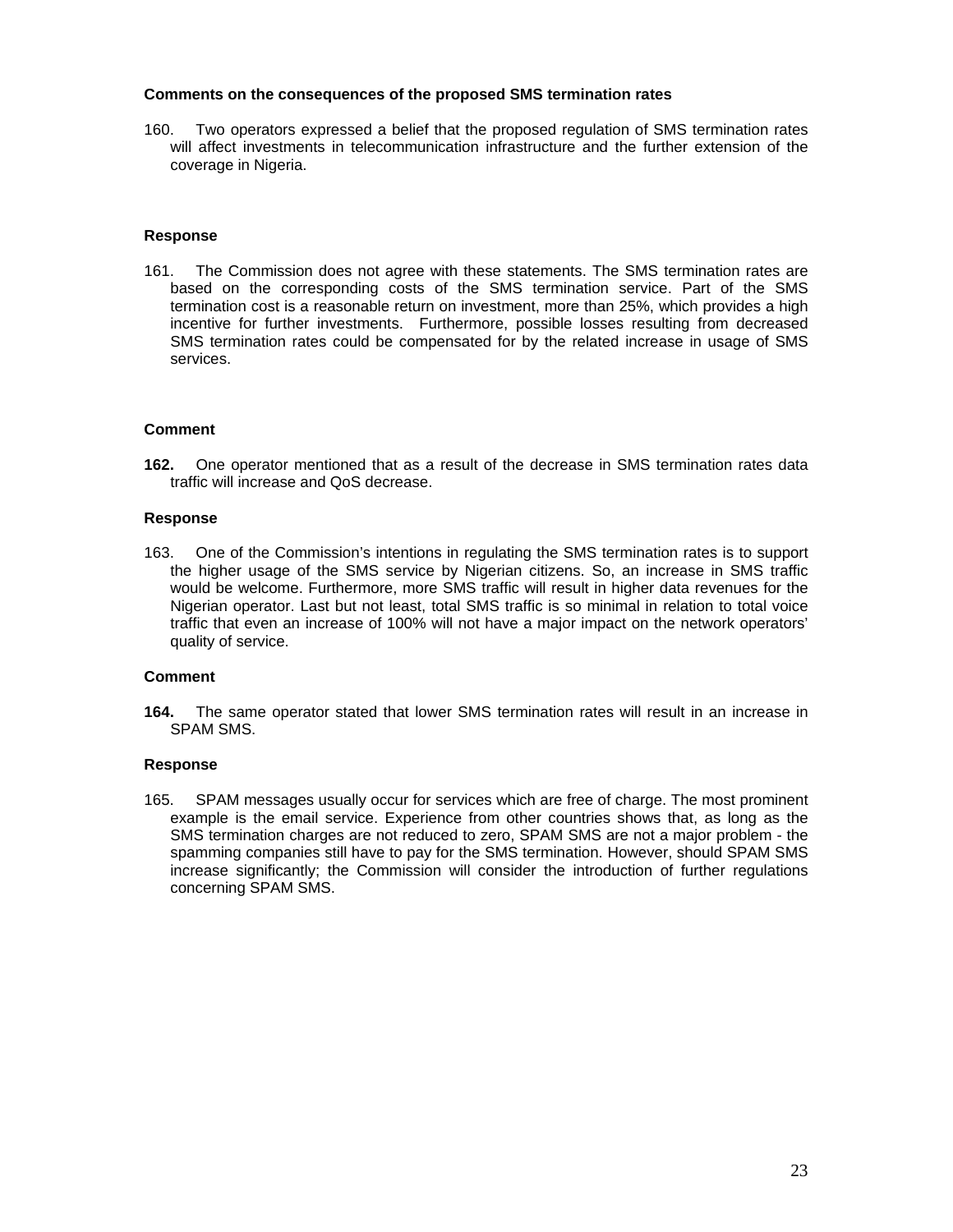**Comments on the consequences of the proposed SMS termination rates**

160. Two operators expressed a belief that the proposed regulation of SMS termination rates will affect investments in telecommunication infrastructure and the further extension of the coverage in Nigeria.

**Response**

161. The Commission does not agree with these statements. The SMS termination rates are based on the corresponding costs of the SMS termination service. Part of the SMS termination cost is a reasonable return on investment, more than 25%, which provides a high incentive for further investments. Furthermore, possible losses resulting from decreased SMS termination rates could be compensated for by the related increase in usage of SMS services.

**Comment**

**162.** One operator mentioned that as a result of the decrease in SMS termination rates data traffic will increase and QoS decrease.

**Response**

163. One of the Commission's intentions in regulating the SMS termination rates is to support the higher usage of the SMS service by Nigerian citizens. So, an increase in SMS traffic would be welcome. Furthermore, more SMS traffic will result in higher data revenues for the Nigerian operator. Last but not least, total SMS traffic is so minimal in relation to total voice traffic that even an increase of 100% will not have a major impact on the network operators' quality of service.

**Comment**

**164.** The same operator stated that lower SMS termination rates will result in an increase in SPAM SMS.

**Response**

165. SPAM messages usually occur for services which are free of charge. The most prominent example is the email service. Experience from other countries shows that, as long as the SMS termination charges are not reduced to zero, SPAM SMS are not a major problem - the spamming companies still have to pay for the SMS termination. However, should SPAM SMS increase significantly; the Commission will consider the introduction of further regulations concerning SPAM SMS.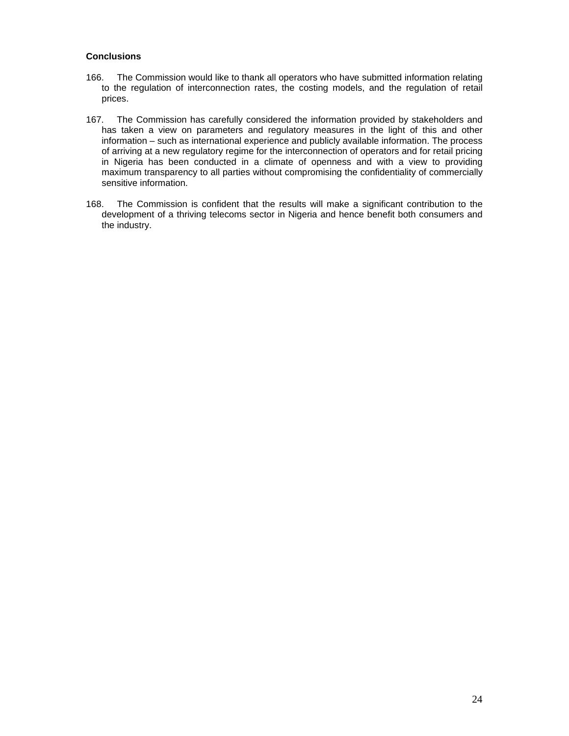**Conclusions**

166. The Commission would like to thank all operators who have submitted information relating to the regulation of interconnection rates, the costing models, and the regulation of retail prices.

167. The Commission has carefully considered the information provided by stakeholders and has taken a view on parameters and regulatory measures in the light of this and other information – such as international experience and publicly available information. The process of arriving at a new regulatory regime for the interconnection of operators and for retail pricing in Nigeria has been conducted in a climate of openness and with a view to providing maximum transparency to all parties without compromising the confidentiality of commercially sensitive information.

168. The Commission is confident that the results will make a significant contribution to the development of a thriving telecoms sector in Nigeria and hence benefit both consumers and the industry.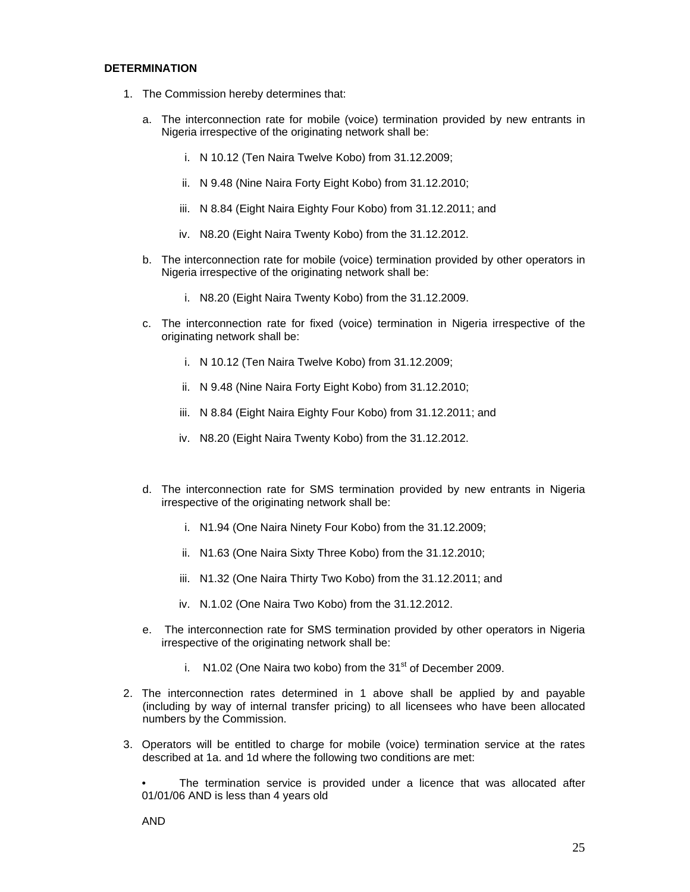**DETERMINATION**

1. The Commission hereby determines that:

   a. The interconnection rate for mobile (voice) termination provided by new entrants in Nigeria irrespective of the originating network shall be:

      i. N 10.12 (Ten Naira Twelve Kobo) from 31.12.2009;

      ii. N 9.48 (Nine Naira Forty Eight Kobo) from 31.12.2010;

      iii. N 8.84 (Eight Naira Eighty Four Kobo) from 31.12.2011; and

      iv. N8.20 (Eight Naira Twenty Kobo) from the 31.12.2012.

   b. The interconnection rate for mobile (voice) termination provided by other operators in Nigeria irrespective of the originating network shall be:

      i. N8.20 (Eight Naira Twenty Kobo) from the 31.12.2009.

   c. The interconnection rate for fixed (voice) termination in Nigeria irrespective of the originating network shall be:

      i. N 10.12 (Ten Naira Twelve Kobo) from 31.12.2009;

      ii. N 9.48 (Nine Naira Forty Eight Kobo) from 31.12.2010;

      iii. N 8.84 (Eight Naira Eighty Four Kobo) from 31.12.2011; and

      iv. N8.20 (Eight Naira Twenty Kobo) from the 31.12.2012.

   d. The interconnection rate for SMS termination provided by new entrants in Nigeria irrespective of the originating network shall be:

      i. N1.94 (One Naira Ninety Four Kobo) from the 31.12.2009;

      ii. N1.63 (One Naira Sixty Three Kobo) from the 31.12.2010;

      iii. N1.32 (One Naira Thirty Two Kobo) from the 31.12.2011; and

      iv. N.1.02 (One Naira Two Kobo) from the 31.12.2012.

   e. The interconnection rate for SMS termination provided by other operators in Nigeria irrespective of the originating network shall be:

      i. N1.02 (One Naira two kobo) from the 31st of December 2009.

2. The interconnection rates determined in 1 above shall be applied by and payable (including by way of internal transfer pricing) to all licensees who have been allocated numbers by the Commission.

3. Operators will be entitled to charge for mobile (voice) termination service at the rates described at 1a. and 1d where the following two conditions are met:

   • The termination service is provided under a licence that was allocated after 01/01/06 AND is less than 4 years old

   AND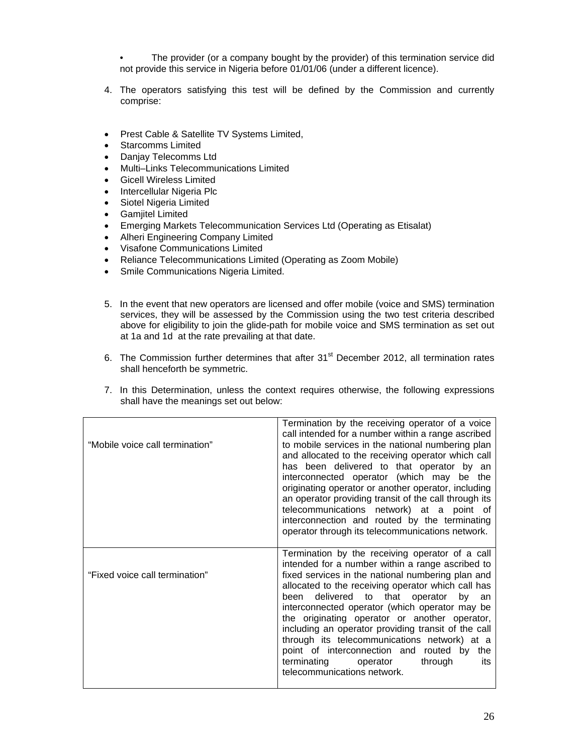- The provider (or a company bought by the provider) of this termination service did not provide this service in Nigeria before 01/01/06 (under a different licence).

4. The operators satisfying this test will be defined by the Commission and currently comprise:

- Prest Cable & Satellite TV Systems Limited,
- Starcomms Limited
- Danjay Telecomms Ltd
- Multi–Links Telecommunications Limited
- Gicell Wireless Limited
- Intercellular Nigeria Plc
- Siotel Nigeria Limited
- Gamjitel Limited
- Emerging Markets Telecommunication Services Ltd (Operating as Etisalat)
- Alheri Engineering Company Limited
- Visafone Communications Limited
- Reliance Telecommunications Limited (Operating as Zoom Mobile)
- Smile Communications Nigeria Limited.

5. In the event that new operators are licensed and offer mobile (voice and SMS) termination services, they will be assessed by the Commission using the two test criteria described above for eligibility to join the glide-path for mobile voice and SMS termination as set out at 1a and 1d at the rate prevailing at that date.

6. The Commission further determines that after 31st December 2012, all termination rates shall henceforth be symmetric.

7. In this Determination, unless the context requires otherwise, the following expressions shall have the meanings set out below:

| | |
|---|---|
| "Mobile voice call termination" | Termination by the receiving operator of a voice call intended for a number within a range ascribed to mobile services in the national numbering plan and allocated to the receiving operator which call has been delivered to that operator by an interconnected operator (which may be the originating operator or another operator, including an operator providing transit of the call through its telecommunications network) at a point of interconnection and routed by the terminating operator through its telecommunications network. |
| "Fixed voice call termination" | Termination by the receiving operator of a call intended for a number within a range ascribed to fixed services in the national numbering plan and allocated to the receiving operator which call has been delivered to that operator by an interconnected operator (which operator may be the originating operator or another operator, including an operator providing transit of the call through its telecommunications network) at a point of interconnection and routed by the terminating operator through its telecommunications network. |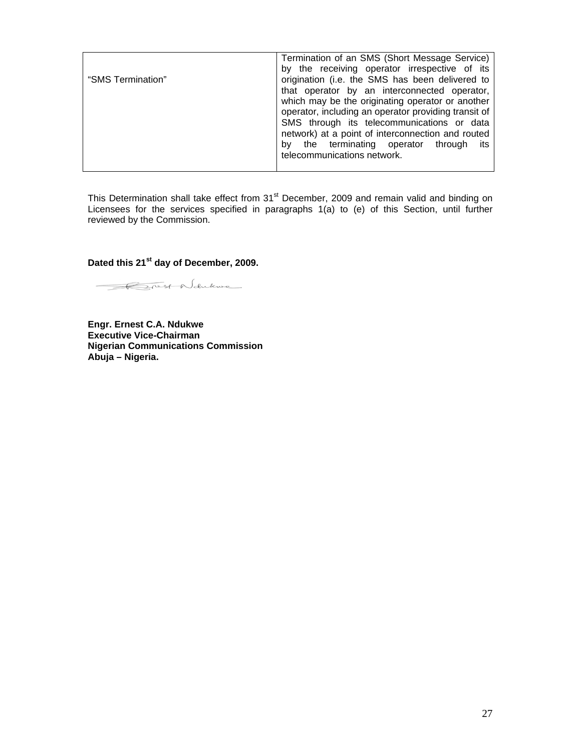| "SMS Termination" | Termination of an SMS (Short Message Service) by the receiving operator irrespective of its origination (i.e. the SMS has been delivered to that operator by an interconnected operator, which may be the originating operator or another operator, including an operator providing transit of SMS through its telecommunications or data network) at a point of interconnection and routed by the terminating operator through its telecommunications network. |
|---|---|

This Determination shall take effect from 31st December, 2009 and remain valid and binding on Licensees for the services specified in paragraphs 1(a) to (e) of this Section, until further reviewed by the Commission.

**Dated this 21st day of December, 2009.**

**Engr. Ernest C.A. Ndukwe**
**Executive Vice-Chairman**
**Nigerian Communications Commission**
**Abuja – Nigeria.**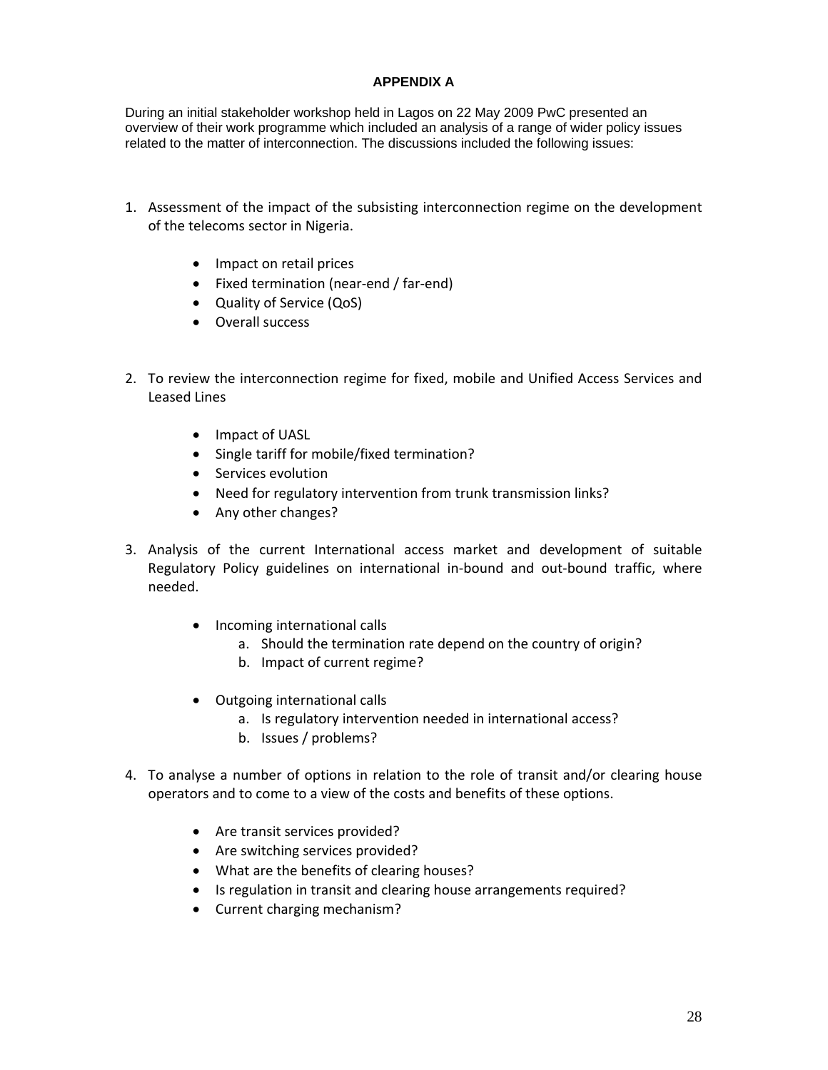## APPENDIX A

During an initial stakeholder workshop held in Lagos on 22 May 2009 PwC presented an overview of their work programme which included an analysis of a range of wider policy issues related to the matter of interconnection. The discussions included the following issues:

1. Assessment of the impact of the subsisting interconnection regime on the development of the telecoms sector in Nigeria.

    - Impact on retail prices
    - Fixed termination (near-end / far-end)
    - Quality of Service (QoS)
    - Overall success

2. To review the interconnection regime for fixed, mobile and Unified Access Services and Leased Lines

    - Impact of UASL
    - Single tariff for mobile/fixed termination?
    - Services evolution
    - Need for regulatory intervention from trunk transmission links?
    - Any other changes?

3. Analysis of the current International access market and development of suitable Regulatory Policy guidelines on international in-bound and out-bound traffic, where needed.

    - Incoming international calls
        a. Should the termination rate depend on the country of origin?
        b. Impact of current regime?

    - Outgoing international calls
        a. Is regulatory intervention needed in international access?
        b. Issues / problems?

4. To analyse a number of options in relation to the role of transit and/or clearing house operators and to come to a view of the costs and benefits of these options.

    - Are transit services provided?
    - Are switching services provided?
    - What are the benefits of clearing houses?
    - Is regulation in transit and clearing house arrangements required?
    - Current charging mechanism?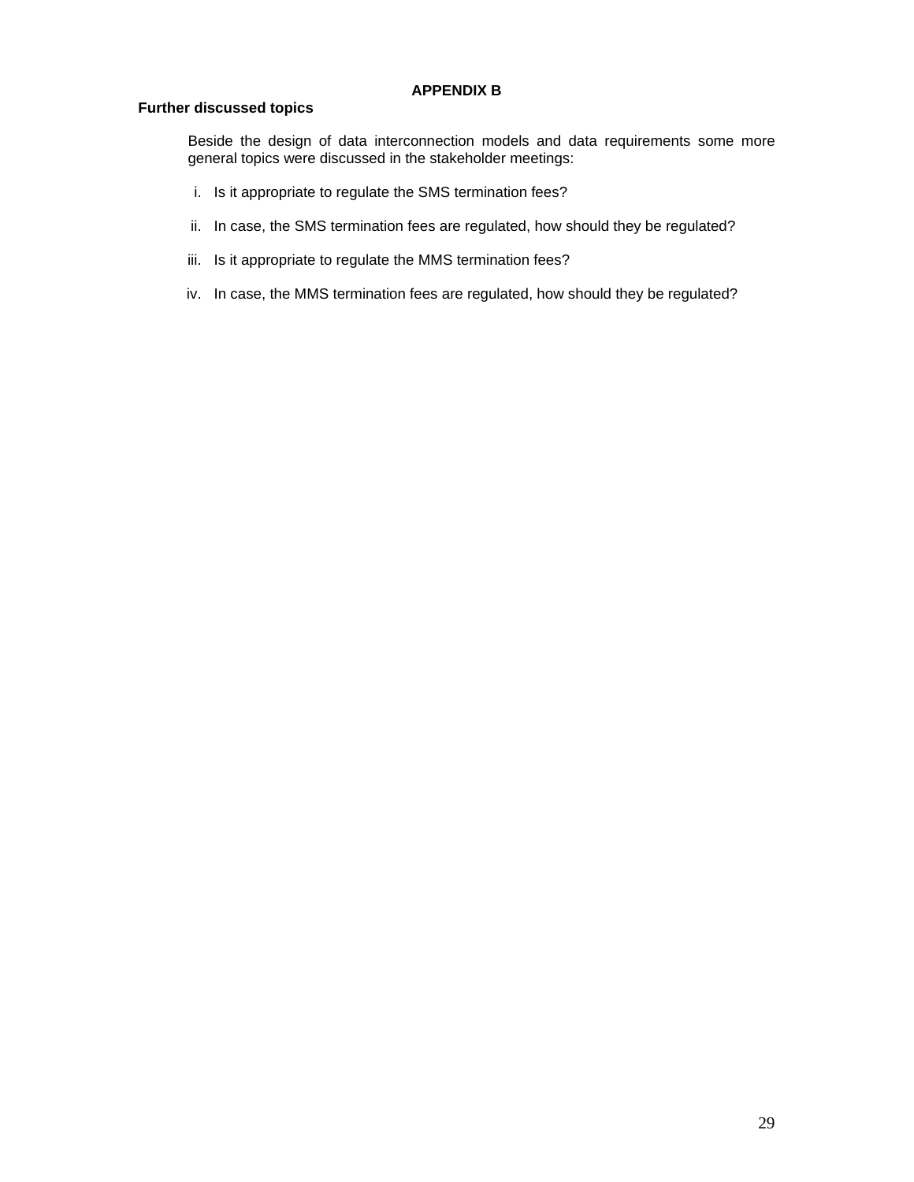# APPENDIX B

**Further discussed topics**

Beside the design of data interconnection models and data requirements some more general topics were discussed in the stakeholder meetings:

i. Is it appropriate to regulate the SMS termination fees?

ii. In case, the SMS termination fees are regulated, how should they be regulated?

iii. Is it appropriate to regulate the MMS termination fees?

iv. In case, the MMS termination fees are regulated, how should they be regulated?